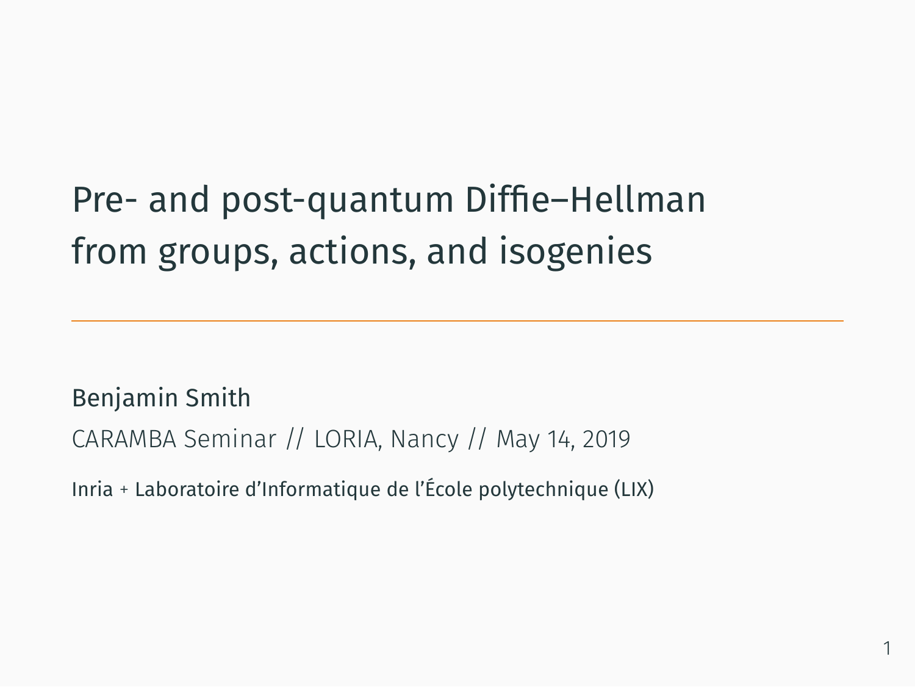# Pre- and post-quantum Diffie–Hellman from groups, actions, and isogenies

---

Benjamin Smith

CARAMBA Seminar // LORIA, Nancy // May 14, 2019

Inria + Laboratoire d'Informatique de l'École polytechnique (LIX)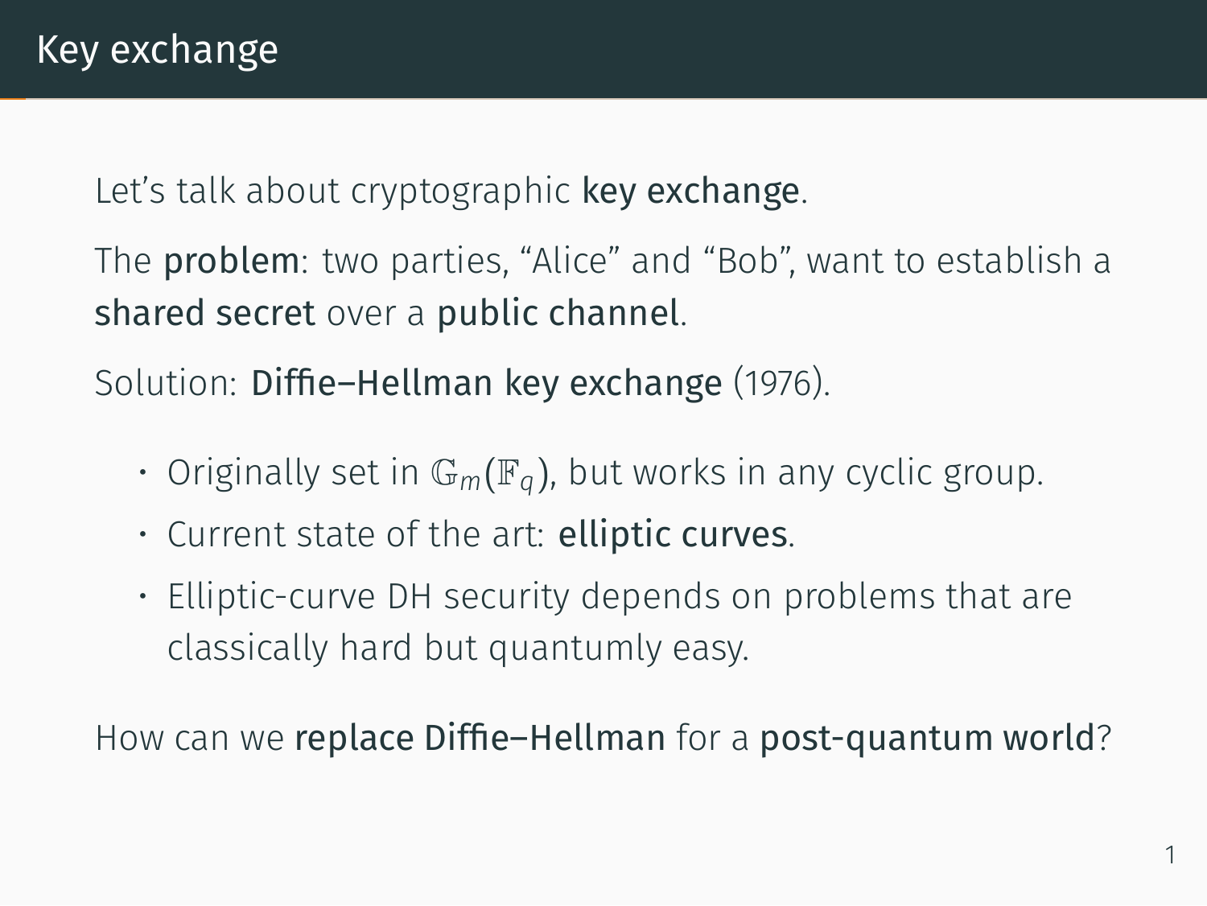# Key exchange

Let's talk about cryptographic **key exchange**.

The **problem**: two parties, "Alice" and "Bob", want to establish a **shared secret** over a **public channel**.

Solution: **Diffie–Hellman key exchange** (1976).

- Originally set in $\mathbb{G}_m(\mathbb{F}_q)$, but works in any cyclic group.
- Current state of the art: **elliptic curves**.
- Elliptic-curve DH security depends on problems that are classically hard but quantumly easy.

How can we **replace Diffie–Hellman** for a **post-quantum world**?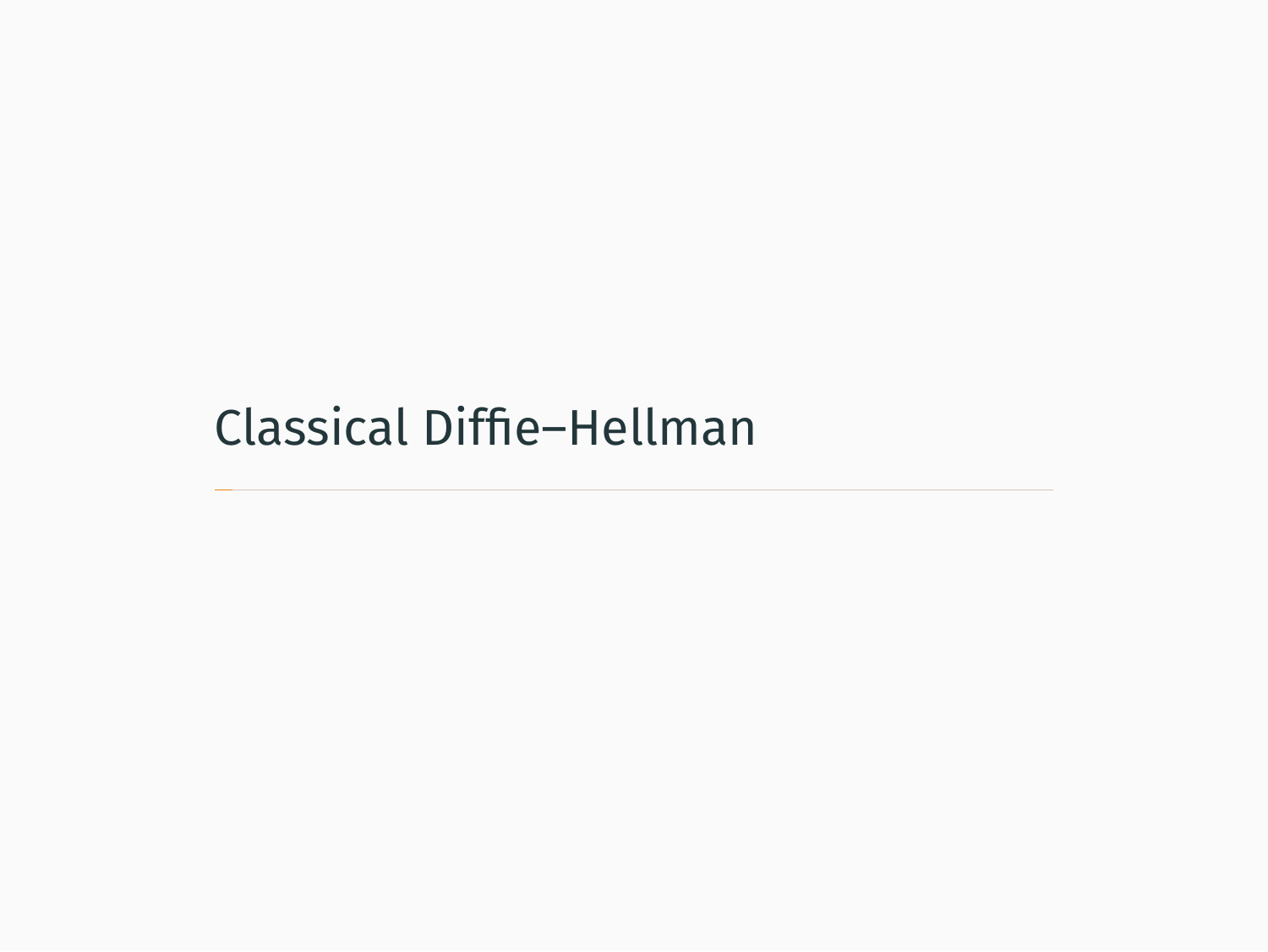# Classical Diffie–Hellman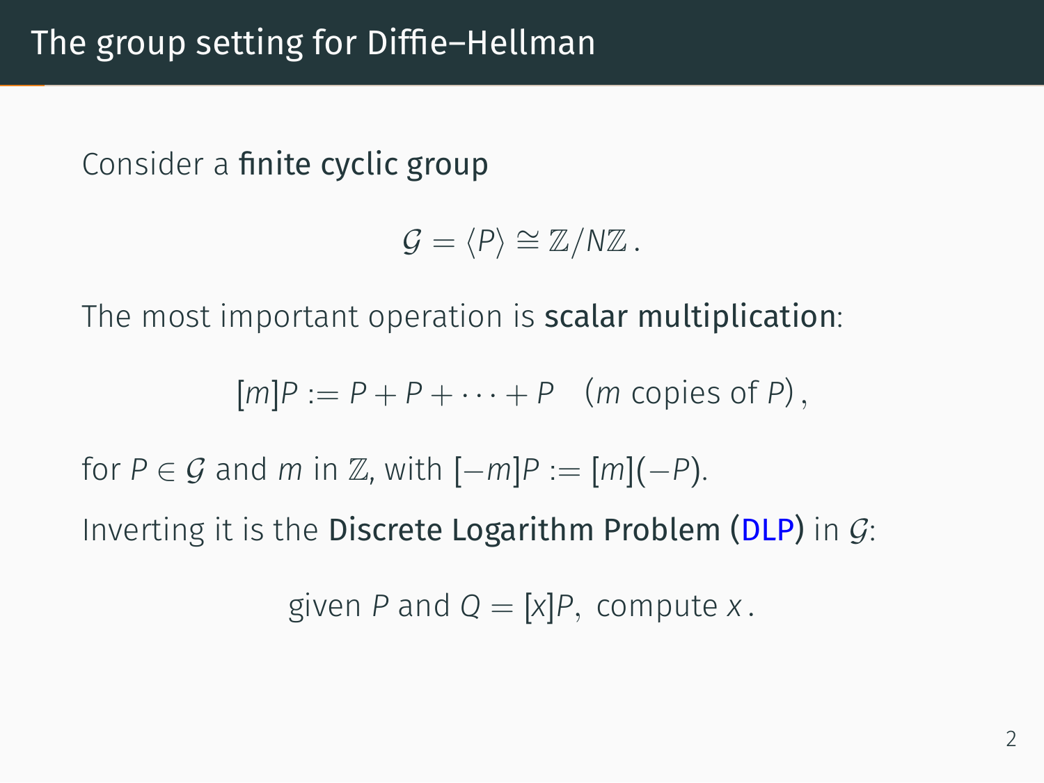# The group setting for Diffie–Hellman

Consider a **finite cyclic group**

$$\mathcal{G} = \langle P \rangle \cong \mathbb{Z}/N\mathbb{Z}\,.$$

The most important operation is **scalar multiplication**:

$$[m]P := P + P + \cdots + P \quad (m \text{ copies of } P)\,,$$

for $P \in \mathcal{G}$ and $m$ in $\mathbb{Z}$, with $[-m]P := [m](-P)$.

Inverting it is the **Discrete Logarithm Problem (DLP)** in $\mathcal{G}$:

$$\text{given } P \text{ and } Q = [x]P,\ \text{ compute } x\,.$$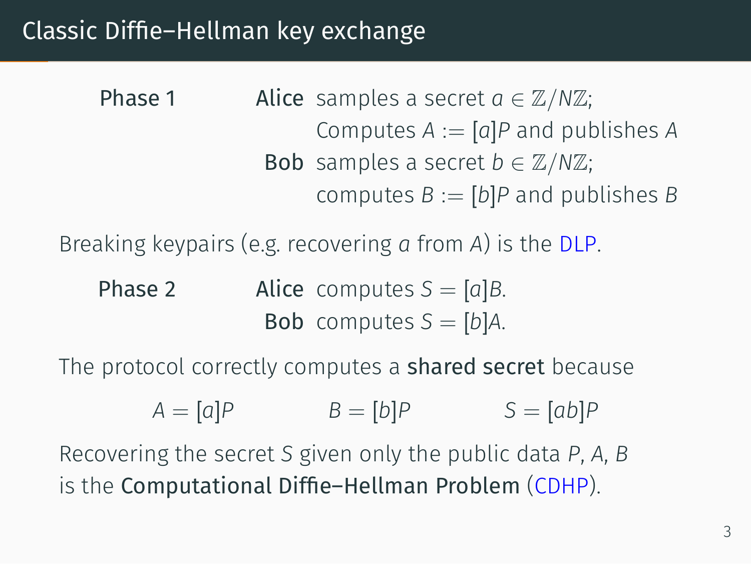# Classic Diffie–Hellman key exchange

**Phase 1**

- **Alice** samples a secret $a \in \mathbb{Z}/N\mathbb{Z}$; Computes $A := [a]P$ and publishes $A$
- **Bob** samples a secret $b \in \mathbb{Z}/N\mathbb{Z}$; computes $B := [b]P$ and publishes $B$

Breaking keypairs (e.g. recovering $a$ from $A$) is the DLP.

**Phase 2**

- **Alice** computes $S = [a]B$.
- **Bob** computes $S = [b]A$.

The protocol correctly computes a **shared secret** because

$$A = [a]P \qquad B = [b]P \qquad S = [ab]P$$

Recovering the secret $S$ given only the public data $P$, $A$, $B$ is the **Computational Diffie–Hellman Problem** (CDHP).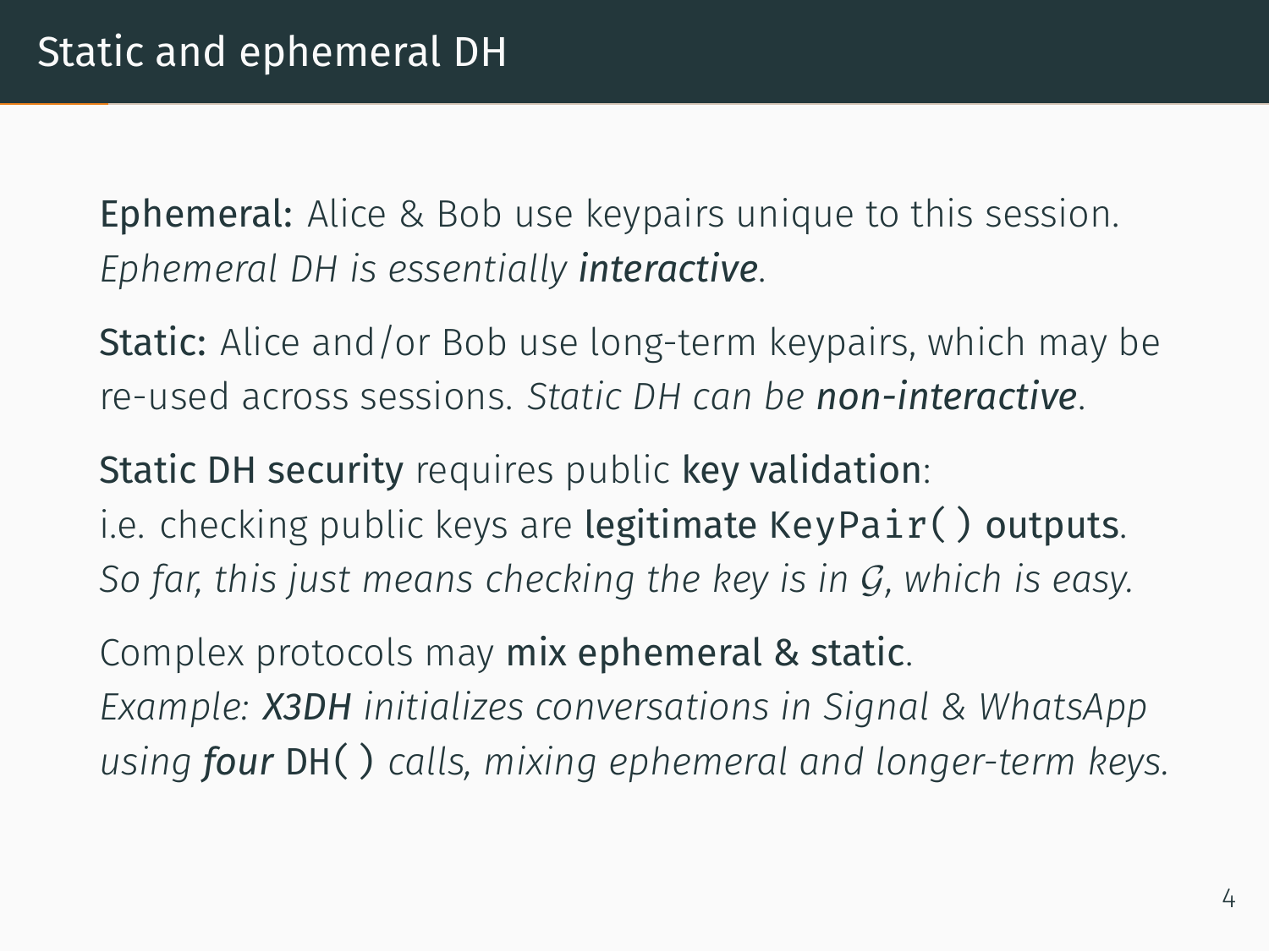# Static and ephemeral DH

**Ephemeral:** Alice & Bob use keypairs unique to this session.
*Ephemeral DH is essentially **interactive**.*

**Static:** Alice and/or Bob use long-term keypairs, which may be re-used across sessions. *Static DH can be **non-interactive**.*

**Static DH security** requires public **key validation**:
i.e. checking public keys are **legitimate `KeyPair()` outputs**.
*So far, this just means checking the key is in $\mathcal{G}$, which is easy.*

Complex protocols may **mix ephemeral & static**.
*Example: **X3DH** initializes conversations in Signal & WhatsApp using **four** `DH()` calls, mixing ephemeral and longer-term keys.*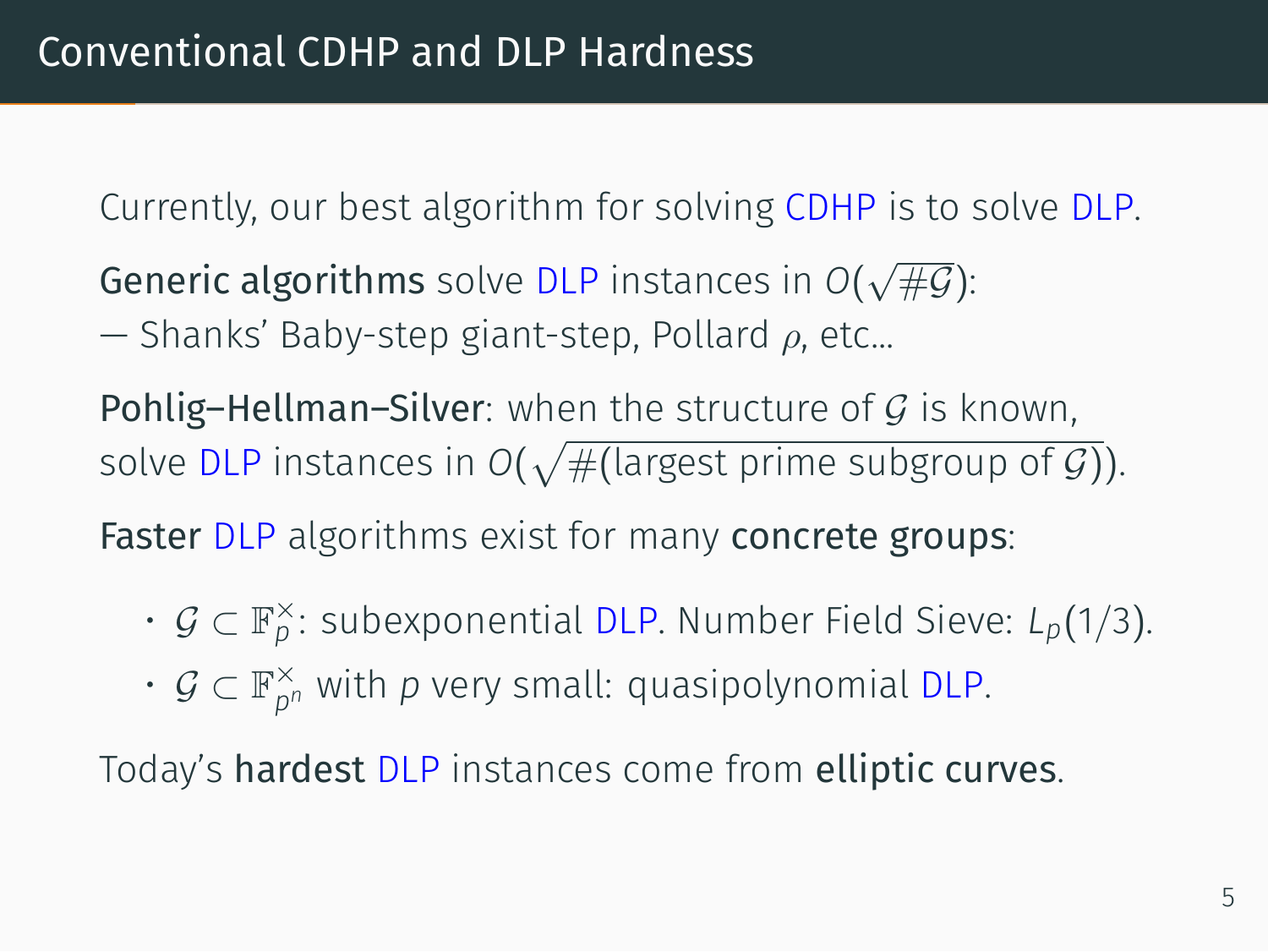# Conventional CDHP and DLP Hardness

Currently, our best algorithm for solving CDHP is to solve DLP.

**Generic algorithms** solve DLP instances in $O(\sqrt{\#\mathcal{G}})$:
— Shanks' Baby-step giant-step, Pollard $\rho$, etc...

**Pohlig–Hellman–Silver**: when the structure of $\mathcal{G}$ is known, solve DLP instances in $O(\sqrt{\#(\text{largest prime subgroup of } \mathcal{G})})$.

**Faster** DLP algorithms exist for many **concrete groups**:

- $\mathcal{G} \subset \mathbb{F}_p^\times$: subexponential DLP. Number Field Sieve: $L_p(1/3)$.
- $\mathcal{G} \subset \mathbb{F}_{p^n}^\times$ with $p$ very small: quasipolynomial DLP.

Today's **hardest** DLP instances come from **elliptic curves**.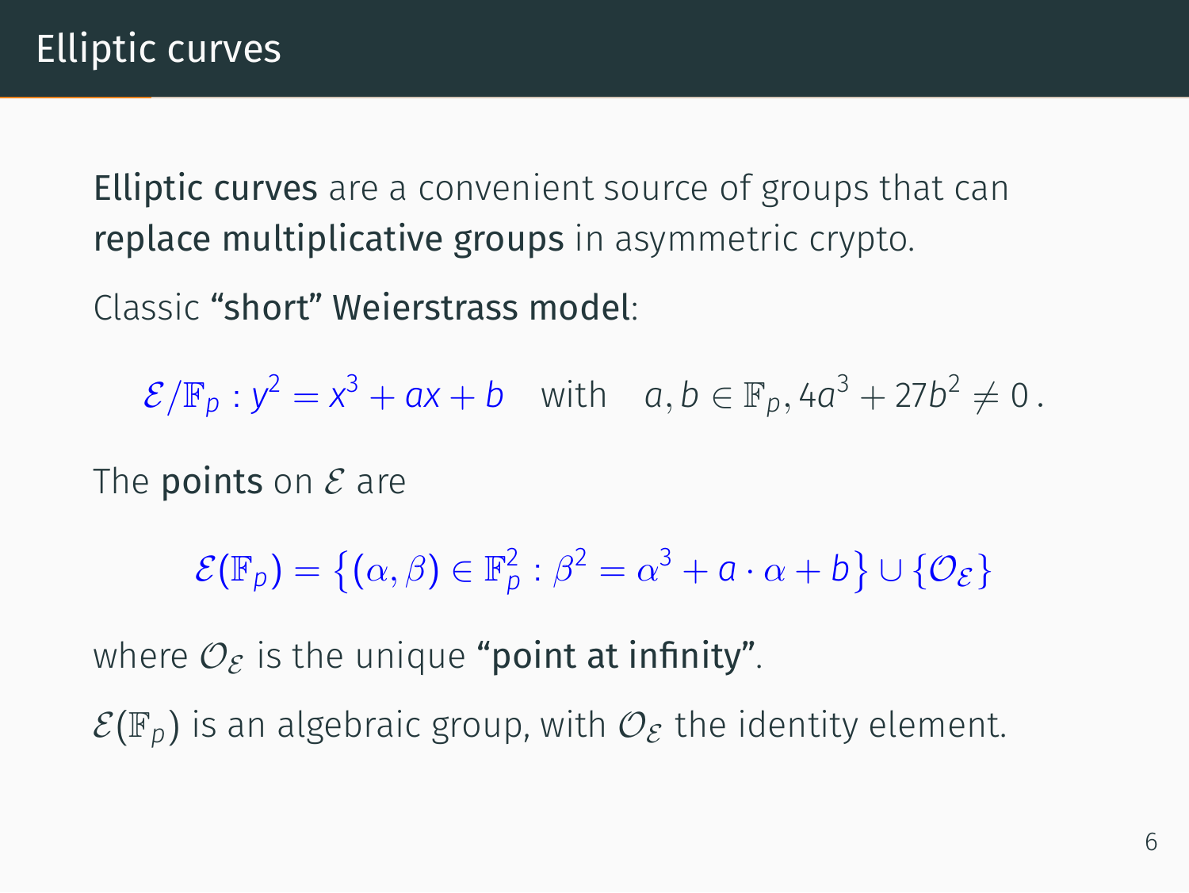# Elliptic curves

**Elliptic curves** are a convenient source of groups that can **replace multiplicative groups** in asymmetric crypto.

Classic **"short" Weierstrass model**:

$$\mathcal{E}/\mathbb{F}_p : y^2 = x^3 + ax + b \quad \text{with} \quad a, b \in \mathbb{F}_p, 4a^3 + 27b^2 \neq 0\,.$$

The **points** on $\mathcal{E}$ are

$$\mathcal{E}(\mathbb{F}_p) = \left\{(\alpha, \beta) \in \mathbb{F}_p^2 : \beta^2 = \alpha^3 + a \cdot \alpha + b\right\} \cup \{\mathcal{O}_\mathcal{E}\}$$

where $\mathcal{O}_\mathcal{E}$ is the unique **"point at infinity"**.

$\mathcal{E}(\mathbb{F}_p)$ is an algebraic group, with $\mathcal{O}_\mathcal{E}$ the identity element.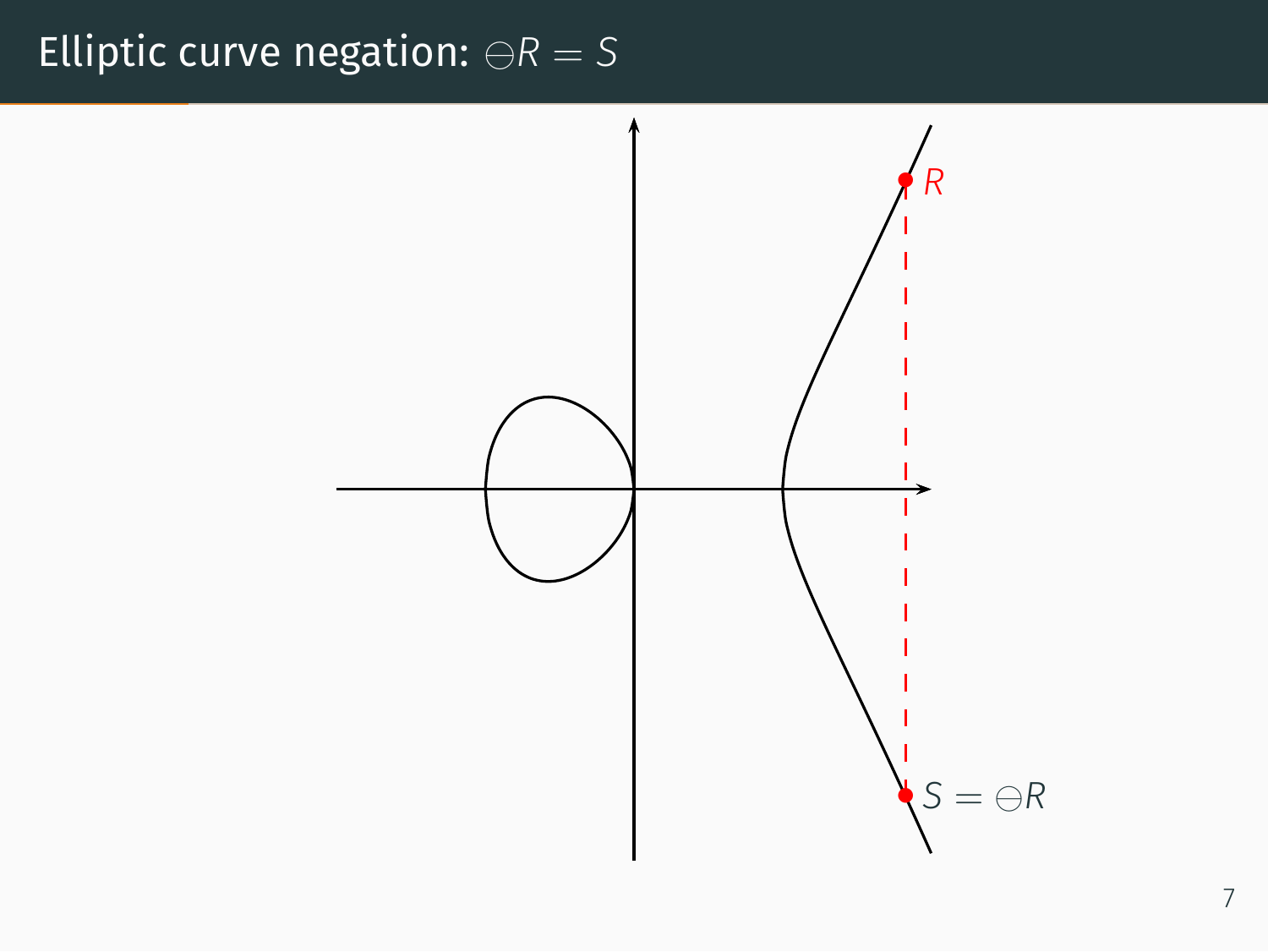# Elliptic curve negation: $\ominus R = S$

$R$

$S = \ominus R$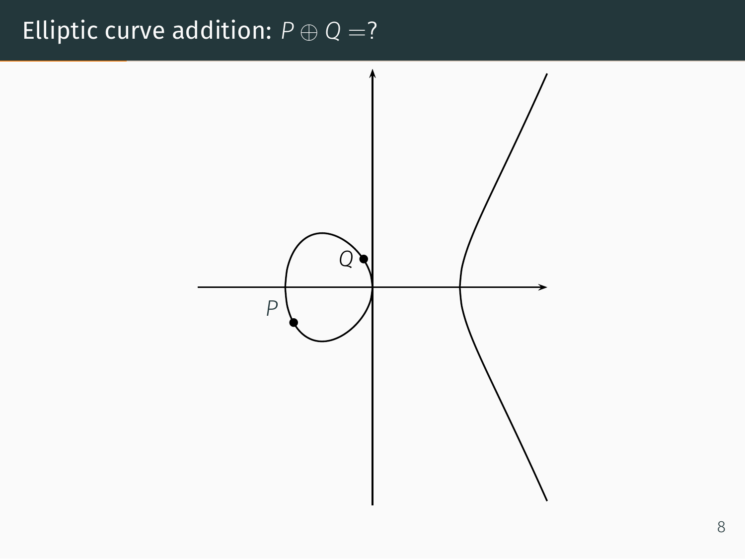# Elliptic curve addition: $P \oplus Q =?$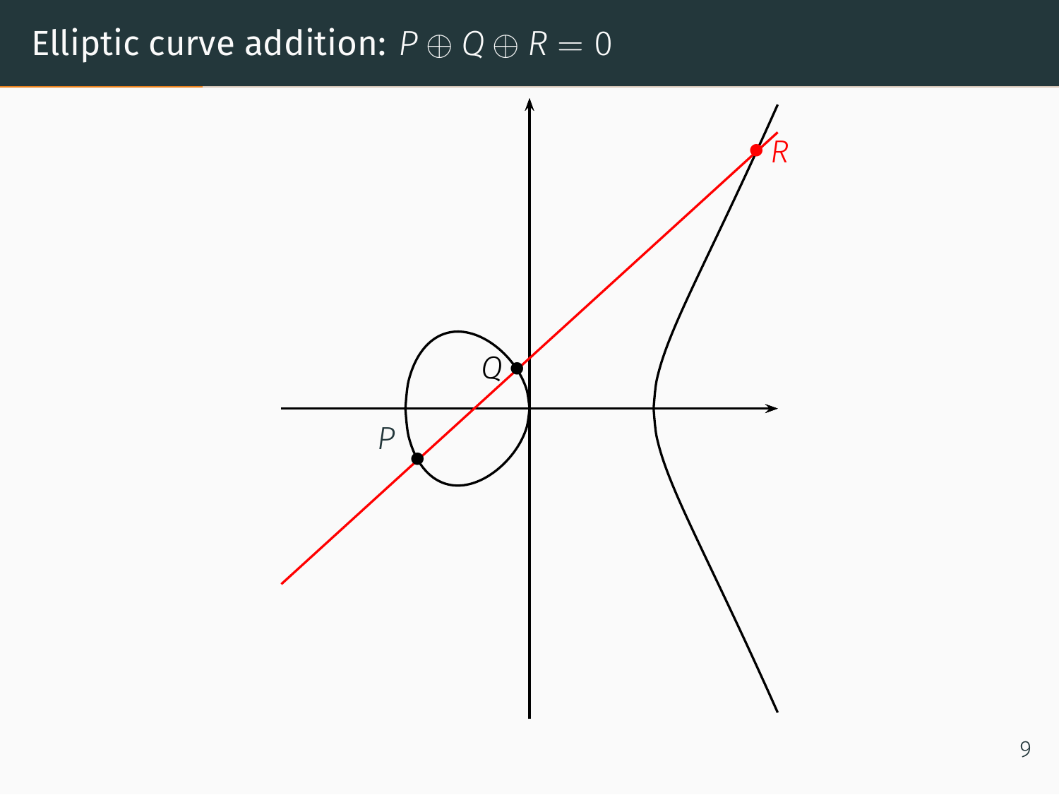# Elliptic curve addition: $P \oplus Q \oplus R = 0$

$Q$

$P$

$R$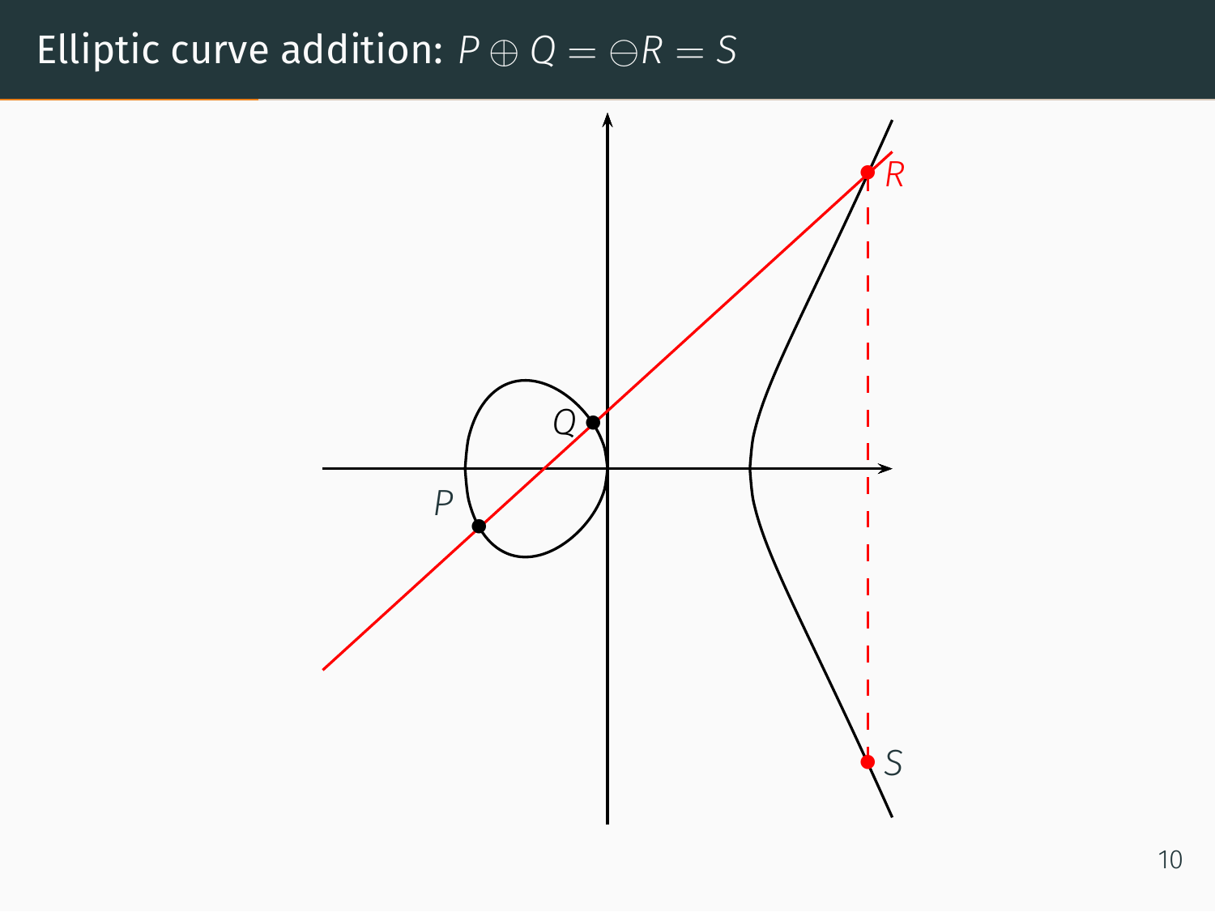# Elliptic curve addition: $P \oplus Q = \ominus R = S$

$Q$

$P$

$R$

$S$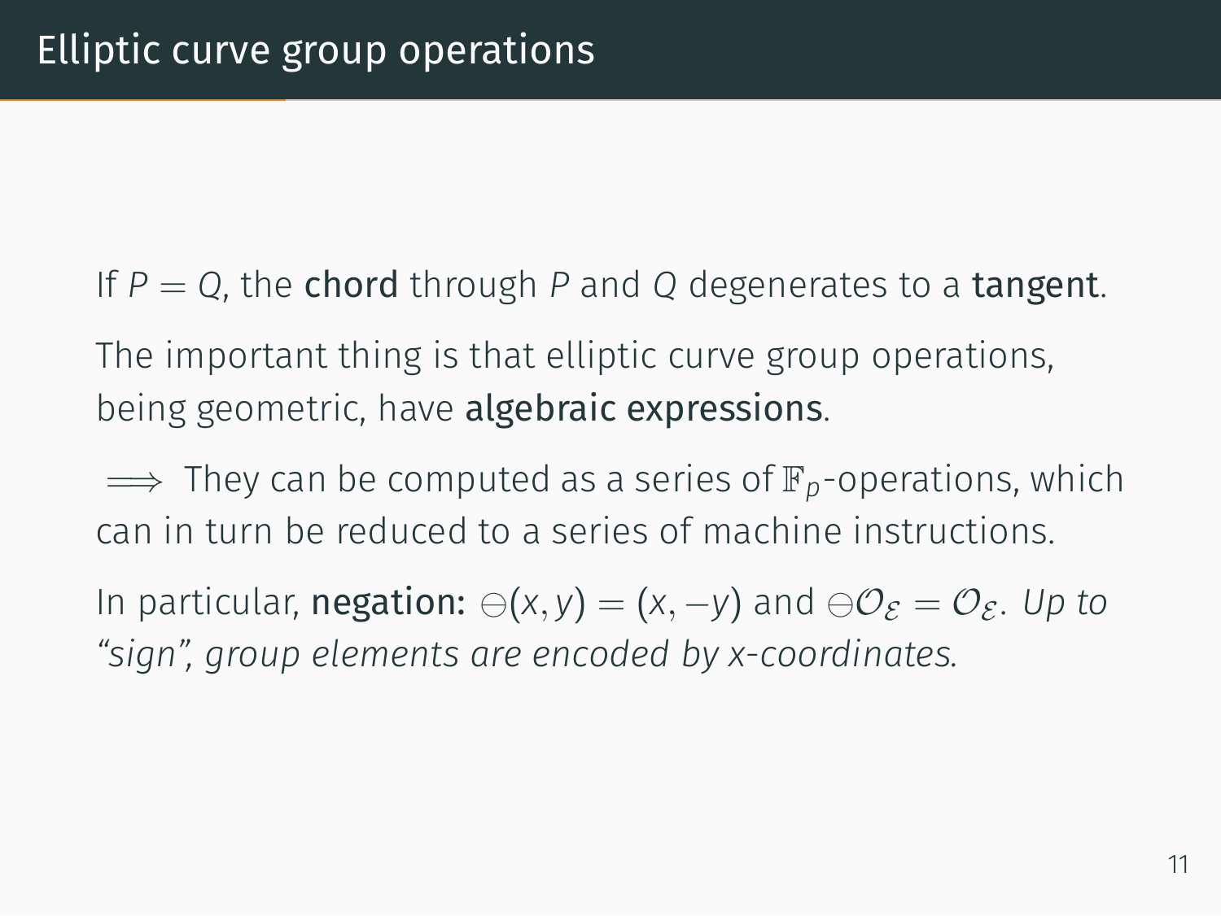# Elliptic curve group operations

If $P = Q$, the **chord** through $P$ and $Q$ degenerates to a **tangent**.

The important thing is that elliptic curve group operations, being geometric, have **algebraic expressions**.

$\implies$ They can be computed as a series of $\mathbb{F}_p$-operations, which can in turn be reduced to a series of machine instructions.

In particular, **negation:** $\ominus(x, y) = (x, -y)$ and $\ominus\mathcal{O}_{\mathcal{E}} = \mathcal{O}_{\mathcal{E}}$. *Up to "sign", group elements are encoded by x-coordinates.*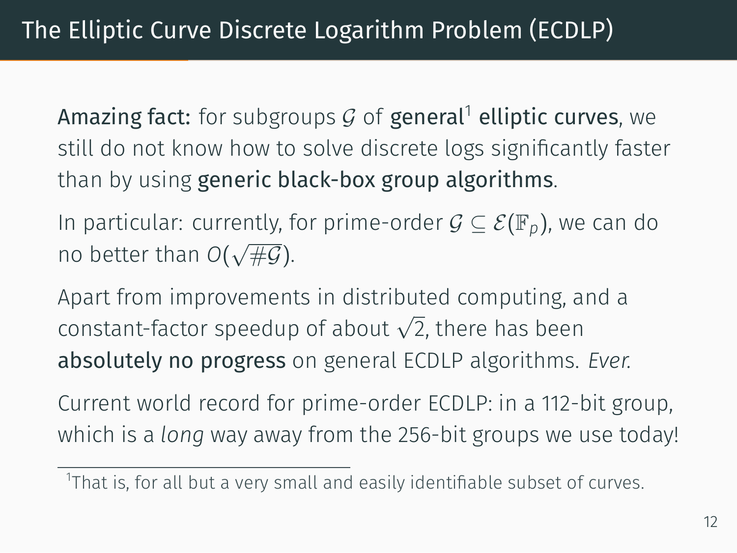# The Elliptic Curve Discrete Logarithm Problem (ECDLP)

**Amazing fact:** for subgroups $\mathcal{G}$ of **general**[1] **elliptic curves**, we still do not know how to solve discrete logs significantly faster than by using **generic black-box group algorithms**.

In particular: currently, for prime-order $\mathcal{G} \subseteq \mathcal{E}(\mathbb{F}_p)$, we can do no better than $O(\sqrt{\#\mathcal{G}})$.

Apart from improvements in distributed computing, and a constant-factor speedup of about $\sqrt{2}$, there has been **absolutely no progress** on general ECDLP algorithms. *Ever.*

Current world record for prime-order ECDLP: in a 112-bit group, which is a *long* way away from the 256-bit groups we use today!

[1] That is, for all but a very small and easily identifiable subset of curves.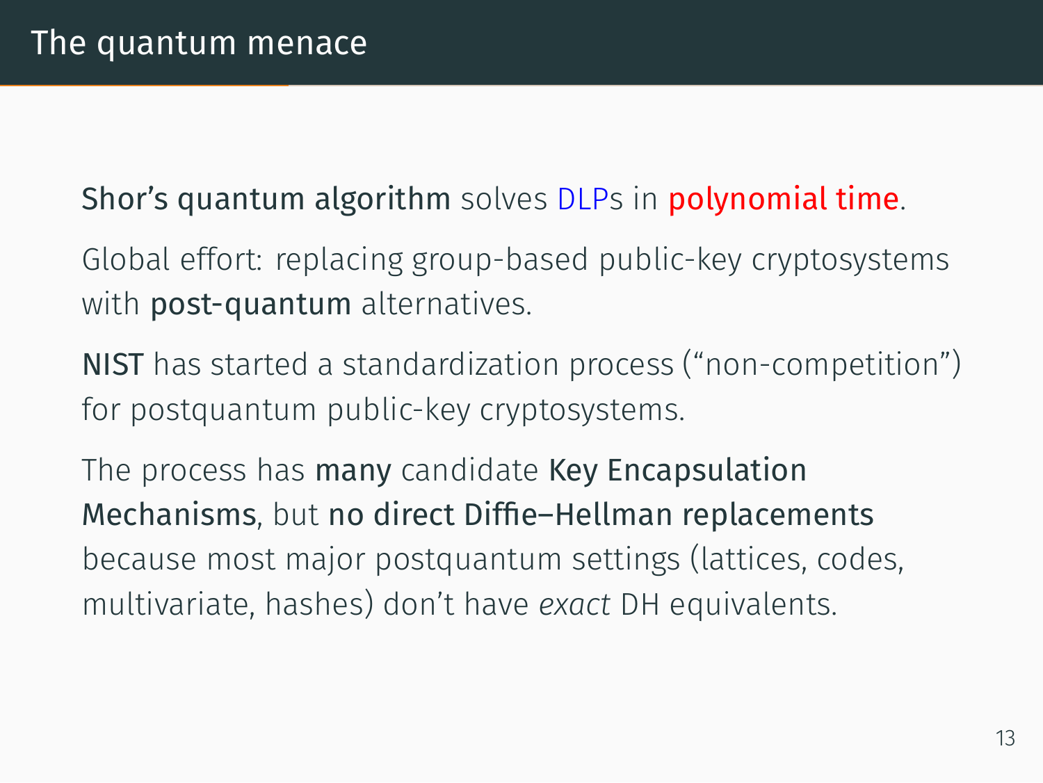# The quantum menace

**Shor's quantum algorithm** solves DLPs in **polynomial time**.

Global effort: replacing group-based public-key cryptosystems with **post-quantum** alternatives.

**NIST** has started a standardization process ("non-competition") for postquantum public-key cryptosystems.

The process has **many** candidate **Key Encapsulation Mechanisms**, but **no direct Diffie–Hellman replacements** because most major postquantum settings (lattices, codes, multivariate, hashes) don't have *exact* DH equivalents.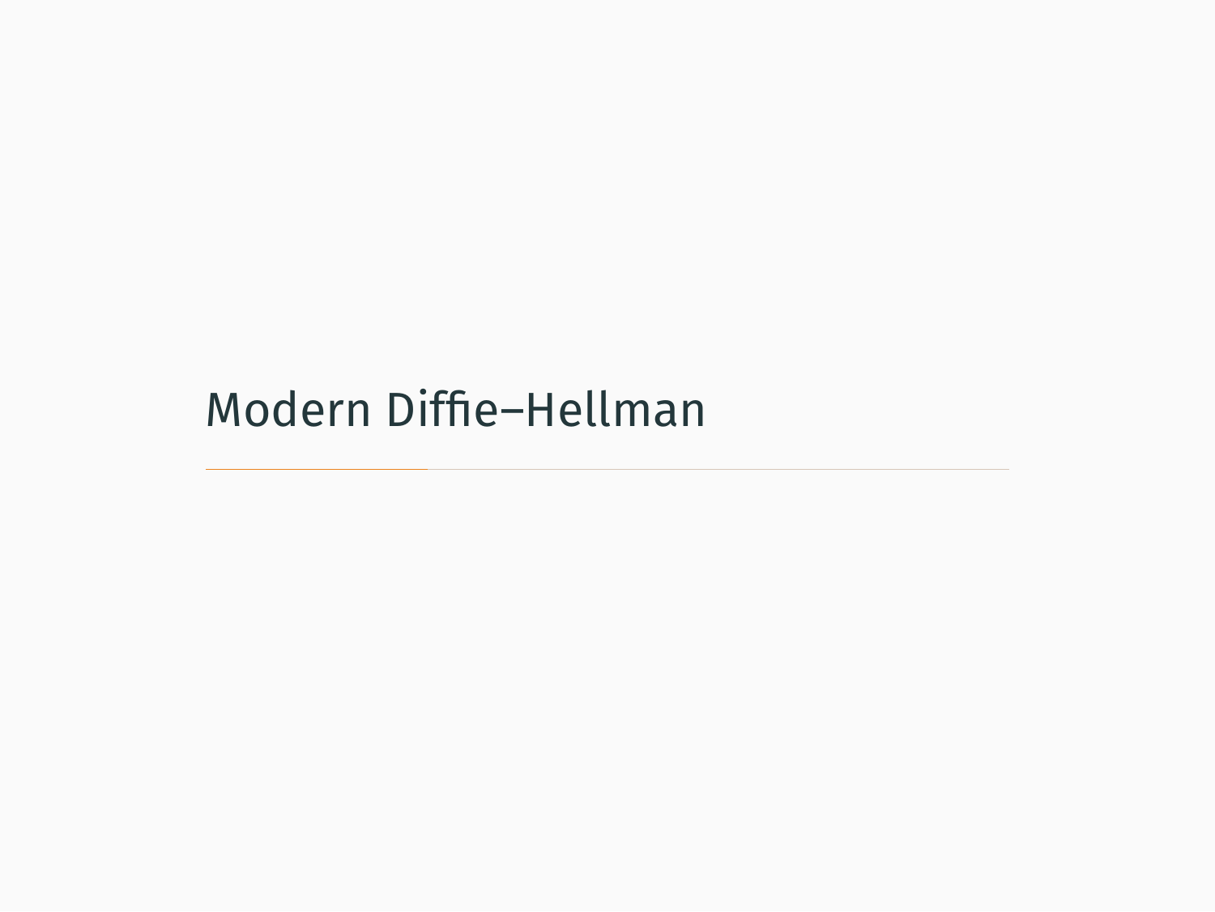# Modern Diffie–Hellman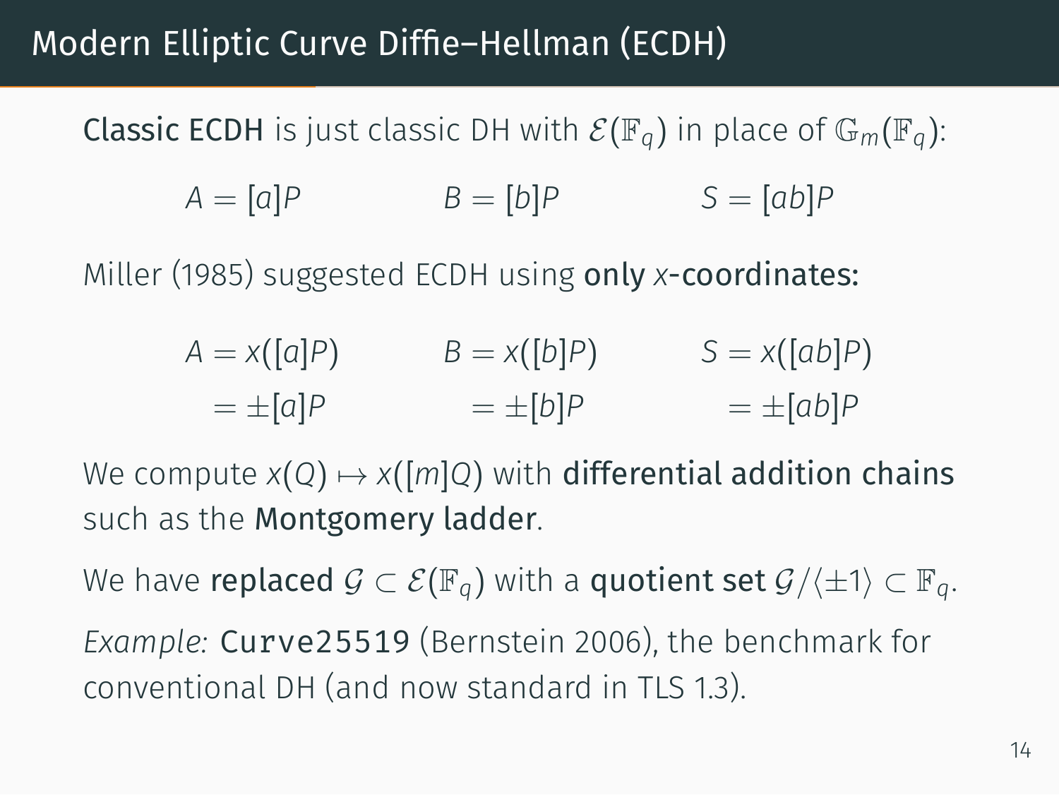# Modern Elliptic Curve Diffie–Hellman (ECDH)

**Classic ECDH** is just classic DH with $\mathcal{E}(\mathbb{F}_q)$ in place of $\mathbb{G}_m(\mathbb{F}_q)$:

$$A = [a]P \qquad B = [b]P \qquad S = [ab]P$$

Miller (1985) suggested ECDH using **only $x$-coordinates:**

$$\begin{aligned} A &= x([a]P) & B &= x([b]P) & S &= x([ab]P) \\ &= \pm[a]P & &= \pm[b]P & &= \pm[ab]P \end{aligned}$$

We compute $x(Q) \mapsto x([m]Q)$ with **differential addition chains** such as the **Montgomery ladder**.

We have **replaced** $\mathcal{G} \subset \mathcal{E}(\mathbb{F}_q)$ with a **quotient set** $\mathcal{G}/\langle\pm1\rangle \subset \mathbb{F}_q$.

*Example:* `Curve25519` (Bernstein 2006), the benchmark for conventional DH (and now standard in TLS 1.3).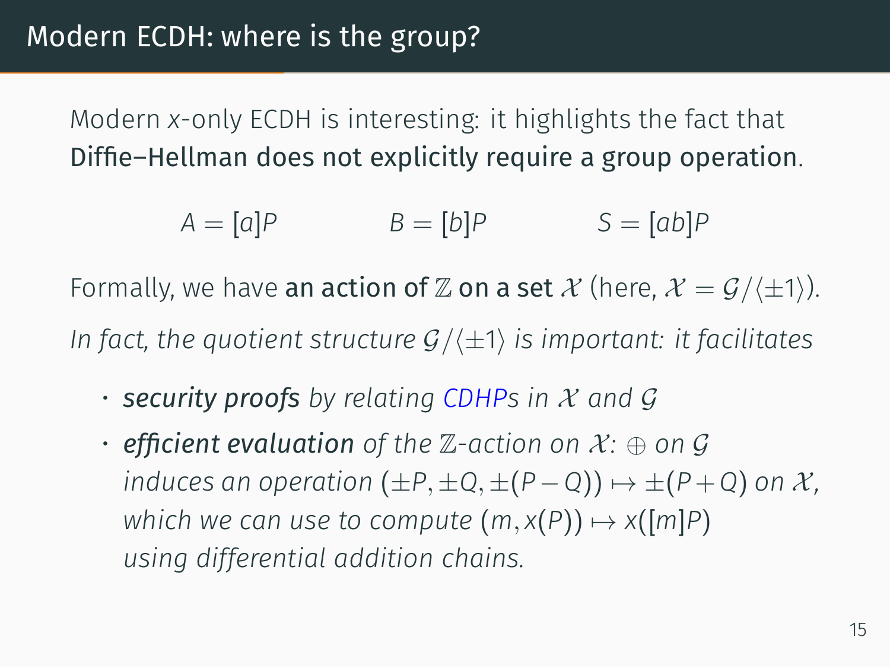# Modern ECDH: where is the group?

Modern $x$-only ECDH is interesting: it highlights the fact that **Diffie–Hellman does not explicitly require a group operation**.

$$A = [a]P \qquad B = [b]P \qquad S = [ab]P$$

Formally, we have **an action of $\mathbb{Z}$ on a set $\mathcal{X}$** (here, $\mathcal{X} = \mathcal{G}/\langle \pm 1 \rangle$).

*In fact, the quotient structure $\mathcal{G}/\langle \pm 1 \rangle$ is important: it facilitates*

- ***security proofs** by relating CDHPs in $\mathcal{X}$ and $\mathcal{G}$*
- ***efficient evaluation** of the $\mathbb{Z}$-action on $\mathcal{X}$: $\oplus$ on $\mathcal{G}$ induces an operation $(\pm P, \pm Q, \pm(P - Q)) \mapsto \pm(P + Q)$ on $\mathcal{X}$, which we can use to compute $(m, x(P)) \mapsto x([m]P)$ using differential addition chains.*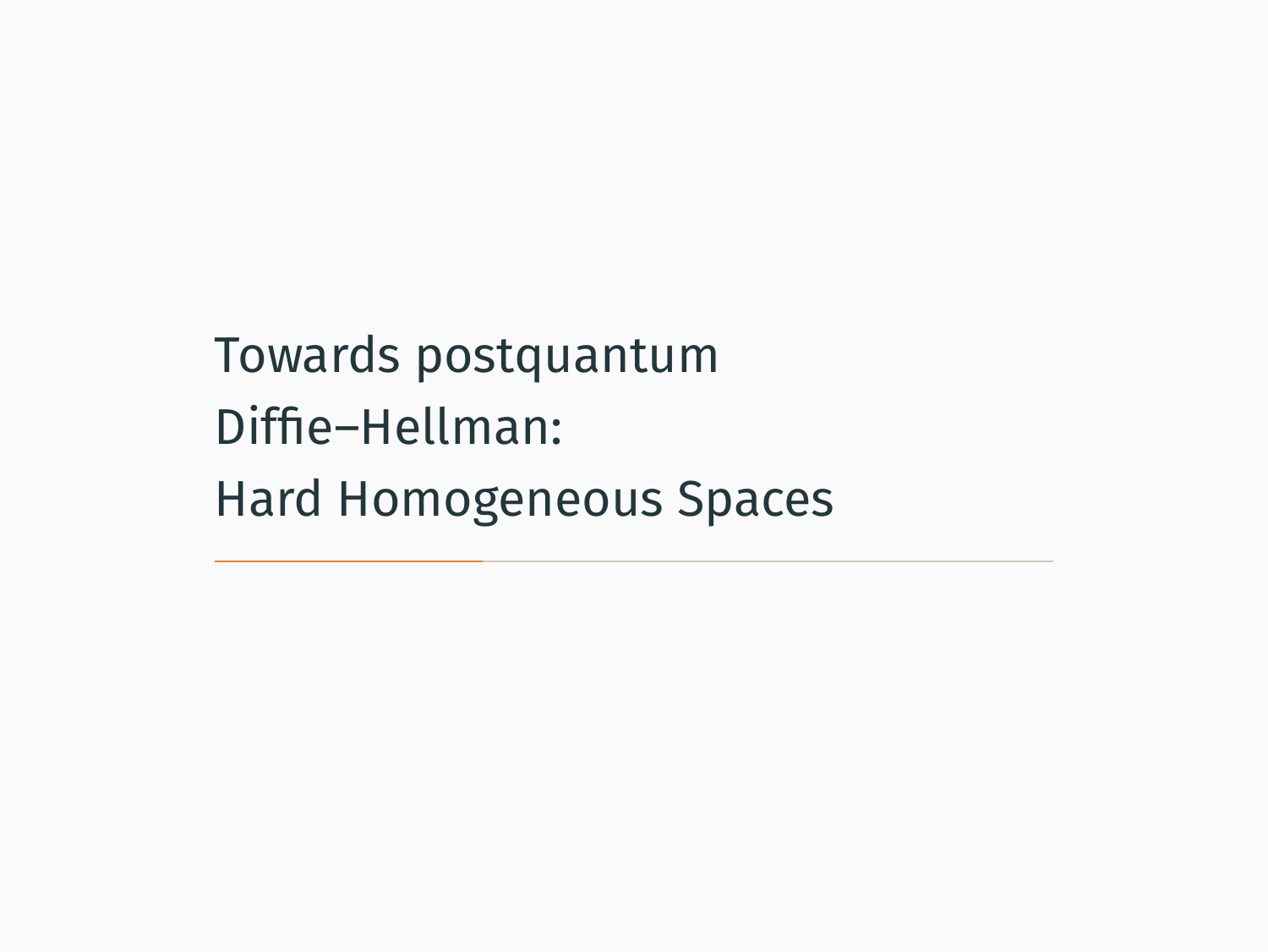# Towards postquantum Diffie–Hellman: Hard Homogeneous Spaces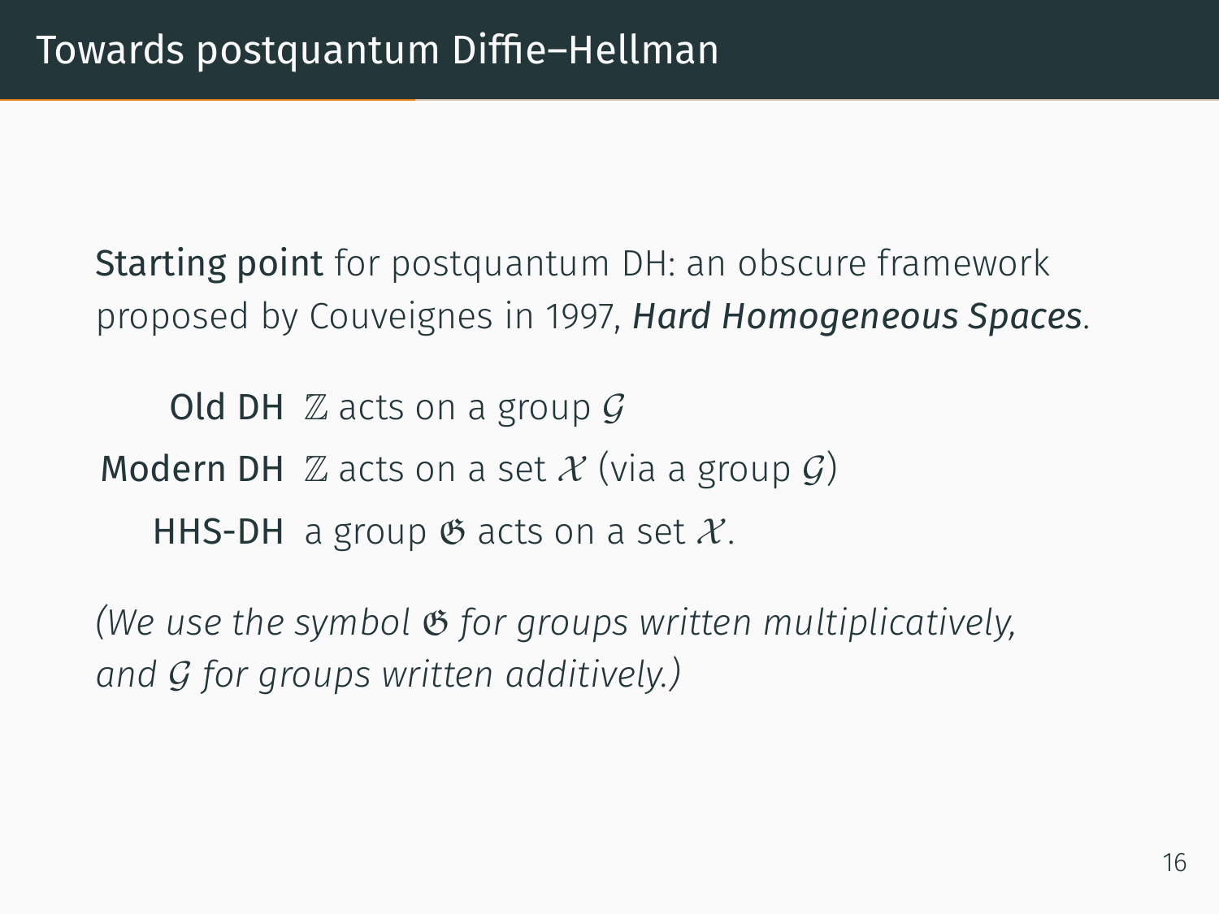# Towards postquantum Diffie–Hellman

**Starting point** for postquantum DH: an obscure framework proposed by Couveignes in 1997, ***Hard Homogeneous Spaces***.

**Old DH** $\mathbb{Z}$ acts on a group $\mathcal{G}$

**Modern DH** $\mathbb{Z}$ acts on a set $\mathcal{X}$ (via a group $\mathcal{G}$)

**HHS-DH** a group $\mathfrak{G}$ acts on a set $\mathcal{X}$.

*(We use the symbol $\mathfrak{G}$ for groups written multiplicatively, and $\mathcal{G}$ for groups written additively.)*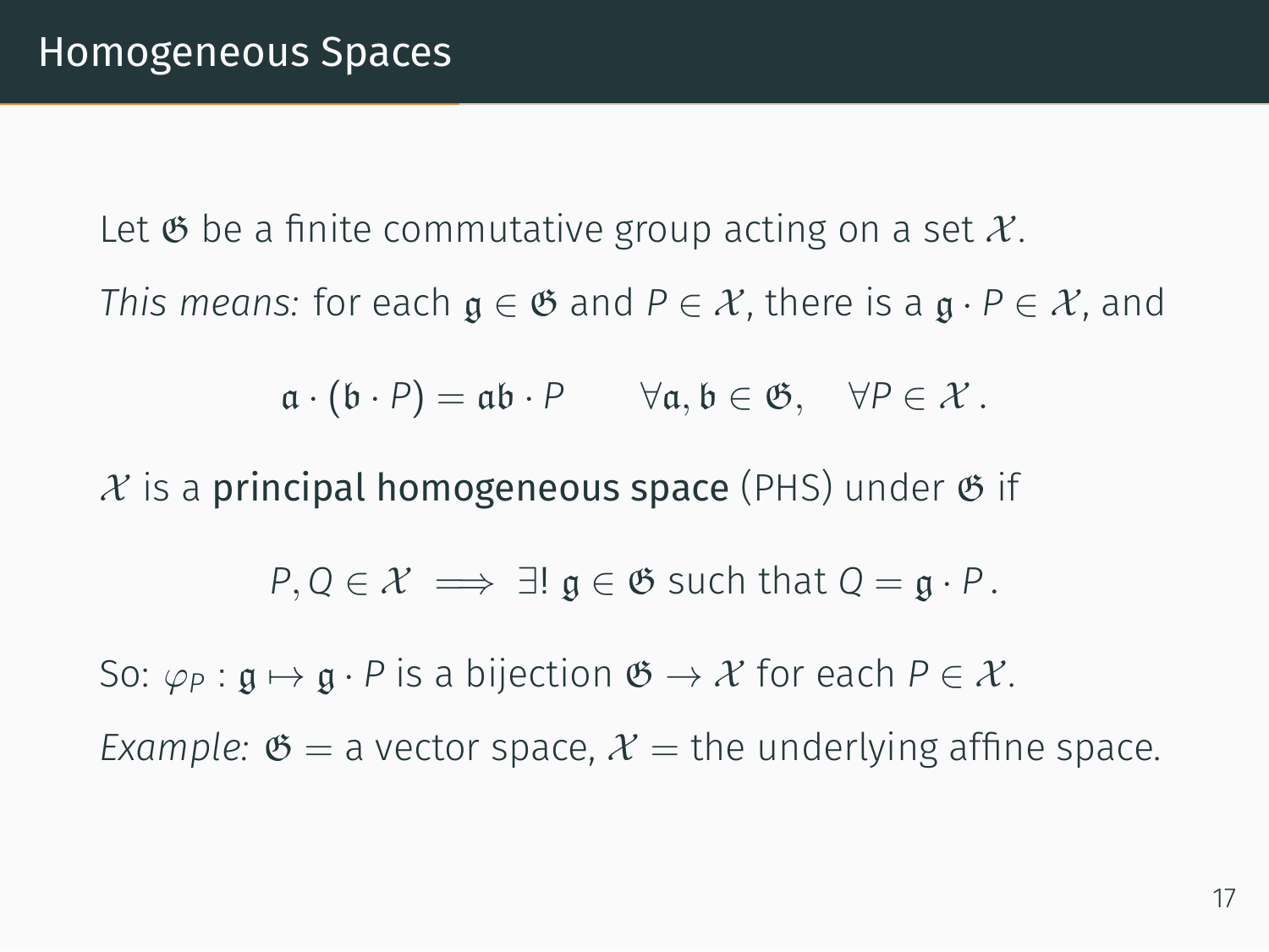# Homogeneous Spaces

Let $\mathfrak{G}$ be a finite commutative group acting on a set $\mathcal{X}$.

*This means:* for each $\mathfrak{g} \in \mathfrak{G}$ and $P \in \mathcal{X}$, there is a $\mathfrak{g} \cdot P \in \mathcal{X}$, and

$$\mathfrak{a} \cdot (\mathfrak{b} \cdot P) = \mathfrak{a}\mathfrak{b} \cdot P \qquad \forall \mathfrak{a}, \mathfrak{b} \in \mathfrak{G}, \quad \forall P \in \mathcal{X}\,.$$

$\mathcal{X}$ is a **principal homogeneous space** (PHS) under $\mathfrak{G}$ if

$$P, Q \in \mathcal{X} \implies \exists!\ \mathfrak{g} \in \mathfrak{G} \text{ such that } Q = \mathfrak{g} \cdot P\,.$$

So: $\varphi_P : \mathfrak{g} \mapsto \mathfrak{g} \cdot P$ is a bijection $\mathfrak{G} \to \mathcal{X}$ for each $P \in \mathcal{X}$.

*Example:* $\mathfrak{G}$ = a vector space, $\mathcal{X}$ = the underlying affine space.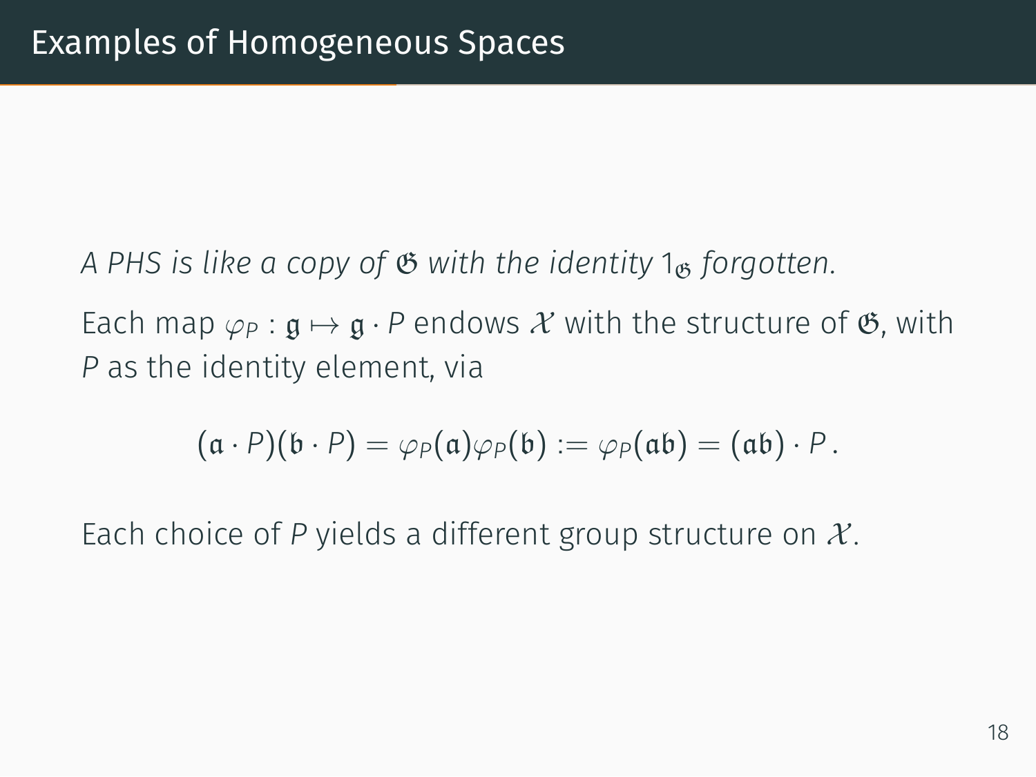# Examples of Homogeneous Spaces

*A PHS is like a copy of $\mathfrak{G}$ with the identity $1_{\mathfrak{G}}$ forgotten.*

Each map $\varphi_P : \mathfrak{g} \mapsto \mathfrak{g} \cdot P$ endows $\mathcal{X}$ with the structure of $\mathfrak{G}$, with $P$ as the identity element, via

$$(\mathfrak{a} \cdot P)(\mathfrak{b} \cdot P) = \varphi_P(\mathfrak{a})\varphi_P(\mathfrak{b}) := \varphi_P(\mathfrak{a}\mathfrak{b}) = (\mathfrak{a}\mathfrak{b}) \cdot P\,.$$

Each choice of $P$ yields a different group structure on $\mathcal{X}$.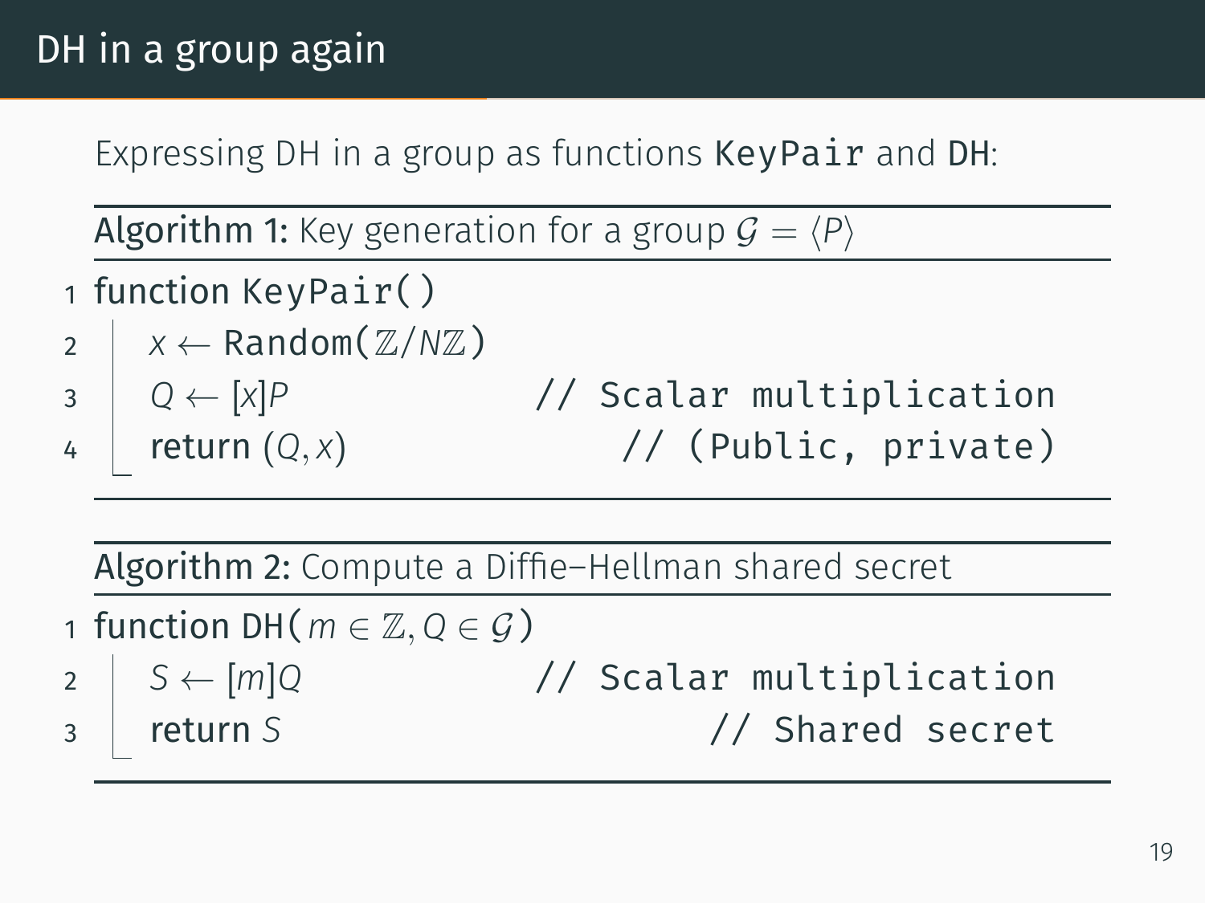# DH in a group again

Expressing DH in a group as functions `KeyPair` and DH:

**Algorithm 1:** Key generation for a group $\mathcal{G} = \langle P \rangle$

```
1 function KeyPair()
2     x ← Random(ℤ/Nℤ)
3     Q ← [x]P                    // Scalar multiplication
4     return (Q, x)               // (Public, private)
```

**Algorithm 2:** Compute a Diffie–Hellman shared secret

```
1 function DH(m ∈ ℤ, Q ∈ 𝒢)
2     S ← [m]Q                    // Scalar multiplication
3     return S                    // Shared secret
```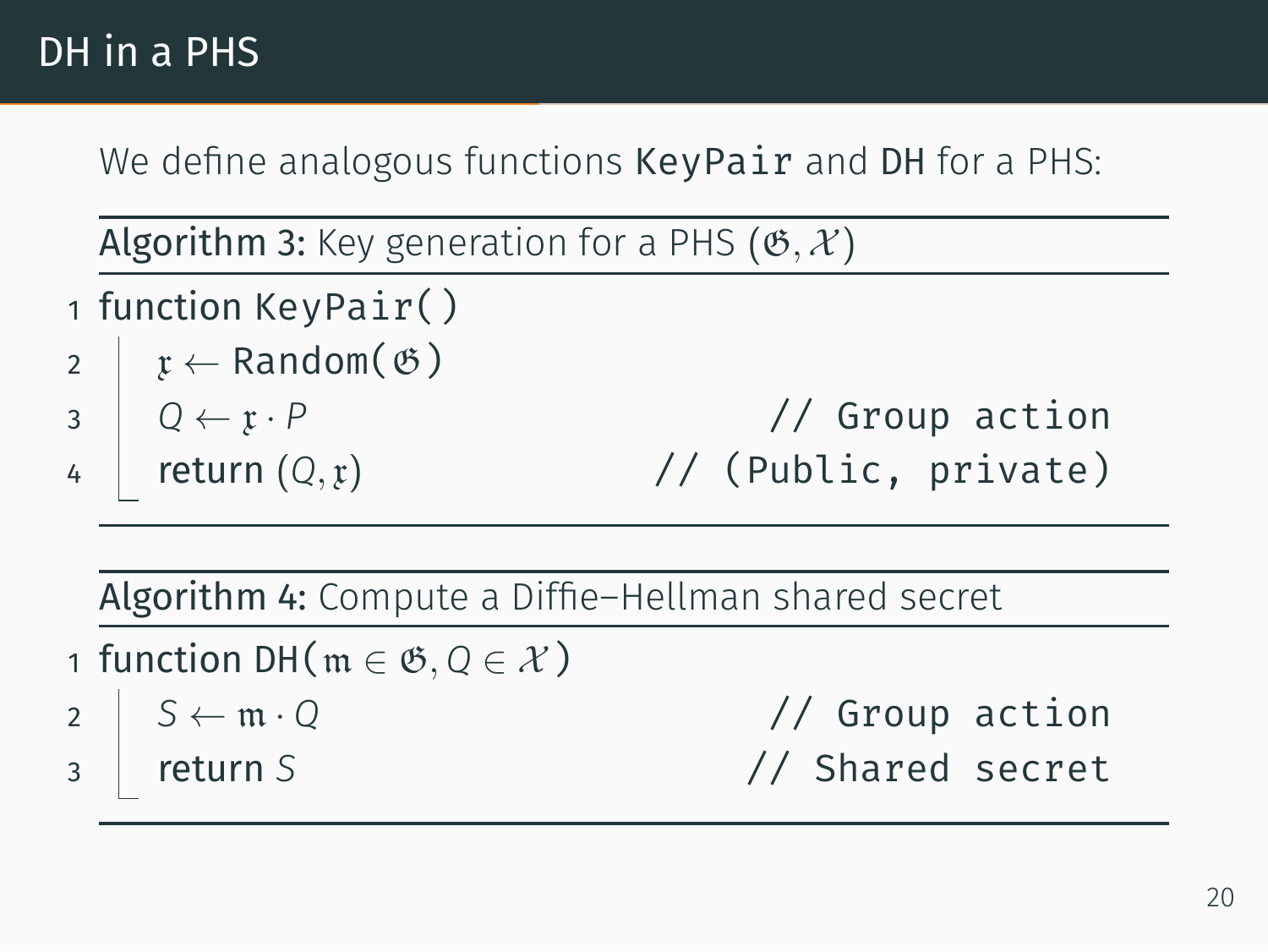# DH in a PHS

We define analogous functions `KeyPair` and `DH` for a PHS:

**Algorithm 3:** Key generation for a PHS $(\mathfrak{G}, \mathcal{X})$

```
1 function KeyPair()
2     𝔵 ← Random(𝔊)
3     Q ← 𝔵 · P                    // Group action
4     return (Q, 𝔵)                // (Public, private)
```

**Algorithm 4:** Compute a Diffie–Hellman shared secret

```
1 function DH(𝔪 ∈ 𝔊, Q ∈ 𝒳)
2     S ← 𝔪 · Q                    // Group action
3     return S                     // Shared secret
```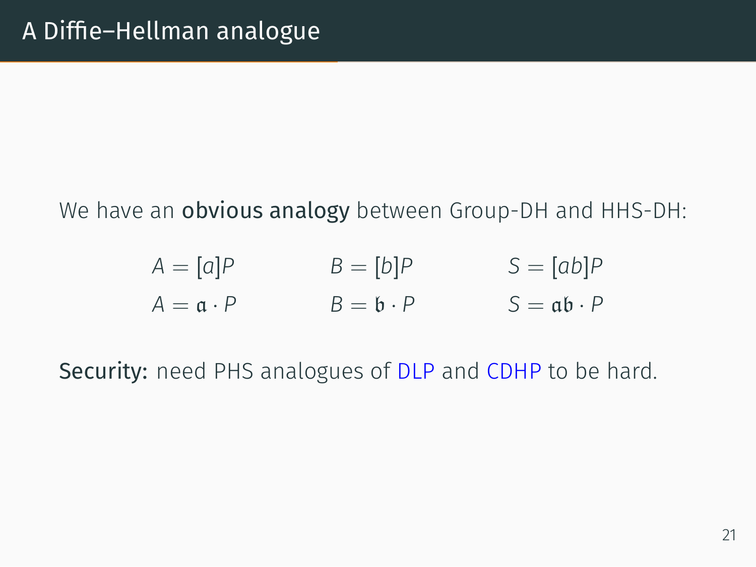# A Diffie–Hellman analogue

We have an **obvious analogy** between Group-DH and HHS-DH:

$$
\begin{array}{lll}
A = [a]P & B = [b]P & S = [ab]P \\
A = \mathfrak{a} \cdot P & B = \mathfrak{b} \cdot P & S = \mathfrak{a}\mathfrak{b} \cdot P
\end{array}
$$

**Security:** need PHS analogues of DLP and CDHP to be hard.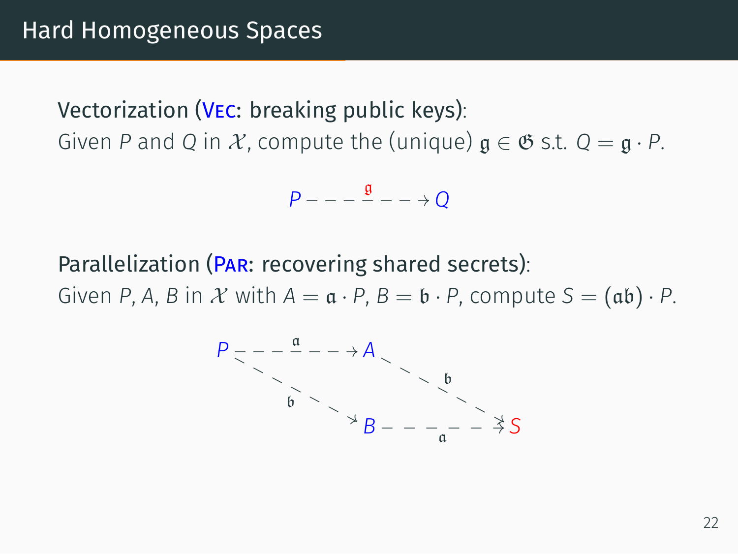# Hard Homogeneous Spaces

Vectorization (Vec: breaking public keys):
Given $P$ and $Q$ in $\mathcal{X}$, compute the (unique) $\mathfrak{g} \in \mathfrak{G}$ s.t. $Q = \mathfrak{g} \cdot P$.

$$P \overset{\mathfrak{g}}{\dashrightarrow} Q$$

Parallelization (Par: recovering shared secrets):
Given $P$, $A$, $B$ in $\mathcal{X}$ with $A = \mathfrak{a} \cdot P$, $B = \mathfrak{b} \cdot P$, compute $S = (\mathfrak{a}\mathfrak{b}) \cdot P$.

$$\begin{array}{ccc} P & \overset{\mathfrak{a}}{\dashrightarrow} & A \\ {\scriptstyle\mathfrak{b}} \searrow & & \searrow {\scriptstyle\mathfrak{b}} \\ B & \overset{\mathfrak{a}}{\dashrightarrow} & S \end{array}$$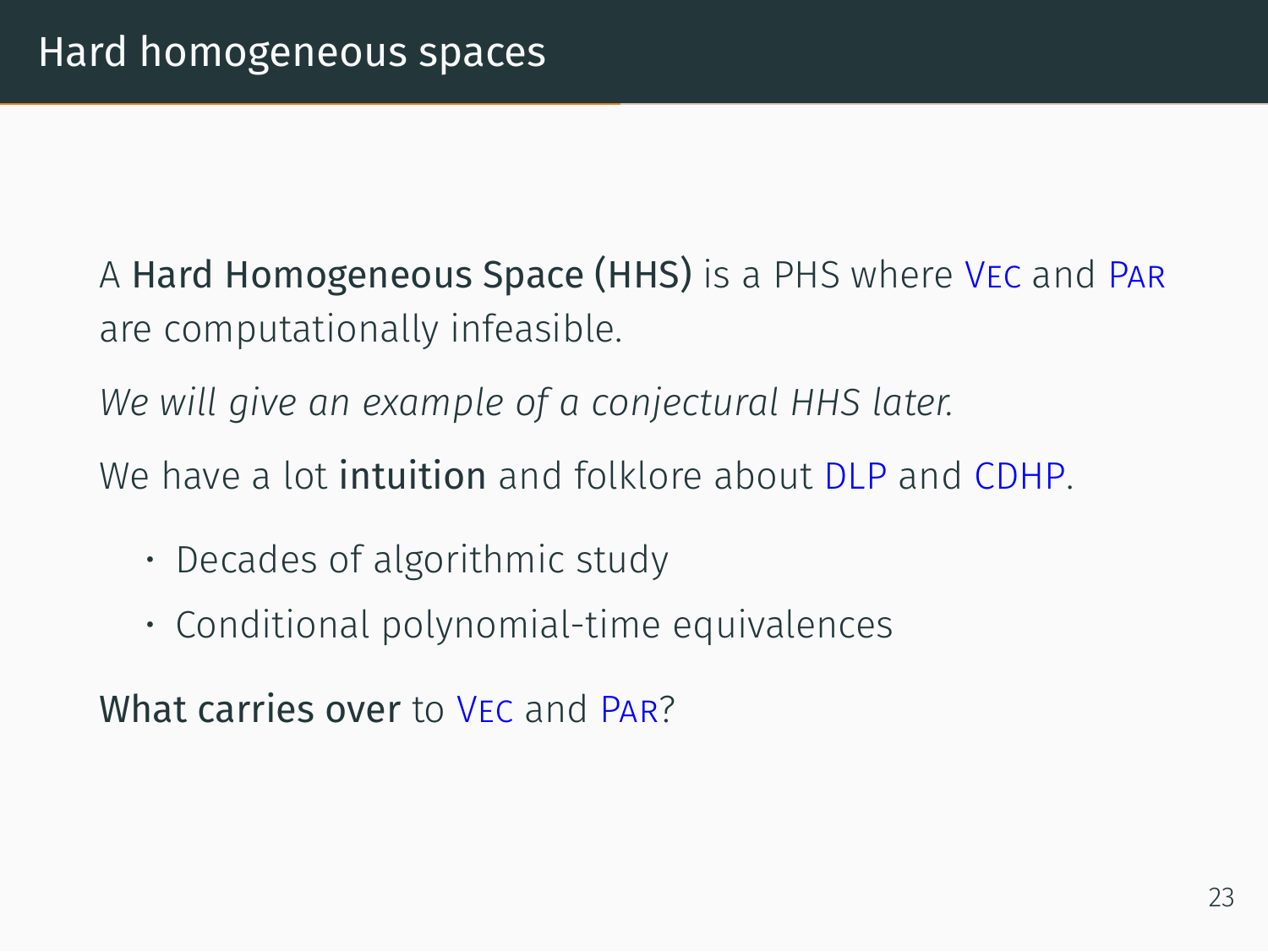# Hard homogeneous spaces

A **Hard Homogeneous Space (HHS)** is a PHS where VEC and PAR are computationally infeasible.

*We will give an example of a conjectural HHS later.*

We have a lot **intuition** and folklore about DLP and CDHP.

- Decades of algorithmic study
- Conditional polynomial-time equivalences

**What carries over** to VEC and PAR?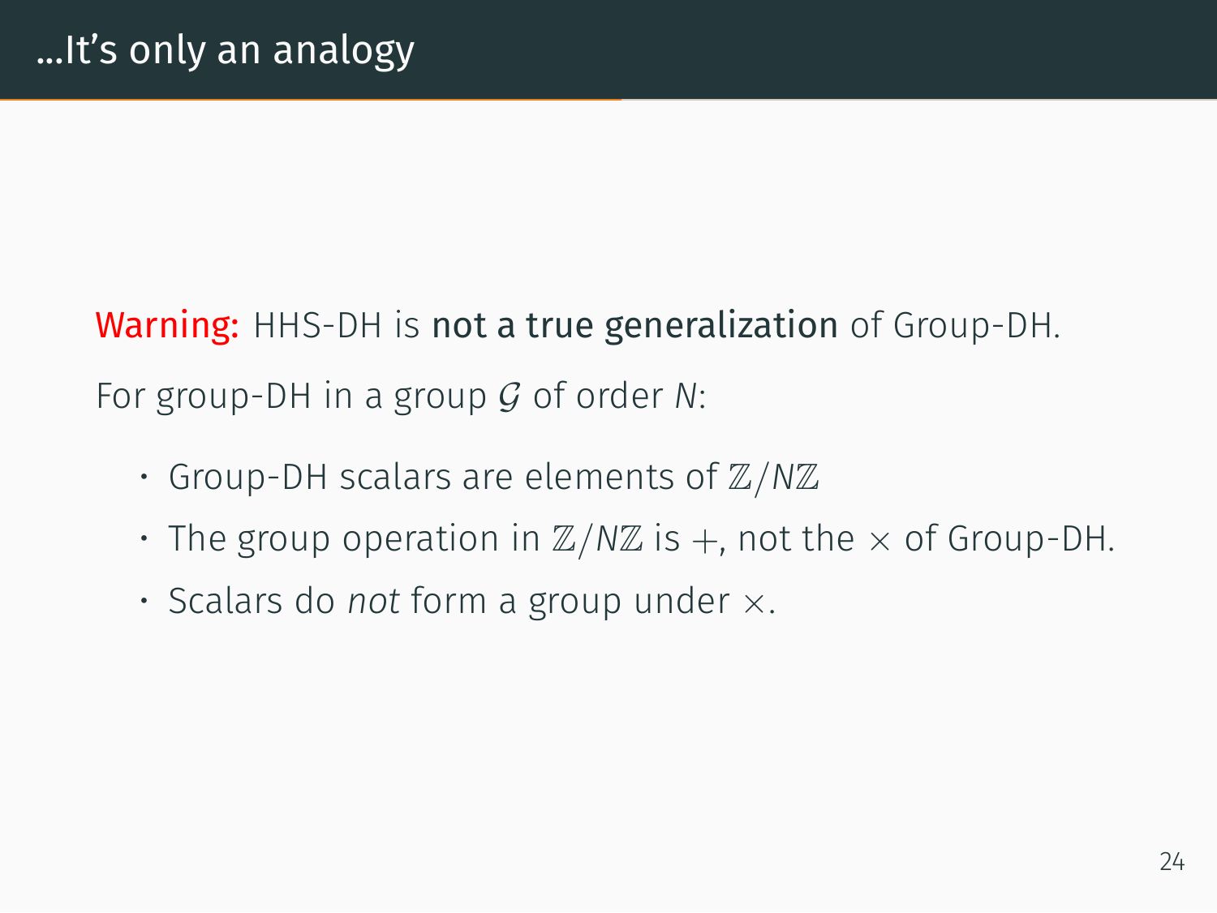# …It's only an analogy

**Warning:** HHS-DH is **not a true generalization** of Group-DH.

For group-DH in a group $\mathcal{G}$ of order $N$:

- Group-DH scalars are elements of $\mathbb{Z}/N\mathbb{Z}$
- The group operation in $\mathbb{Z}/N\mathbb{Z}$ is $+$, not the $\times$ of Group-DH.
- Scalars do *not* form a group under $\times$.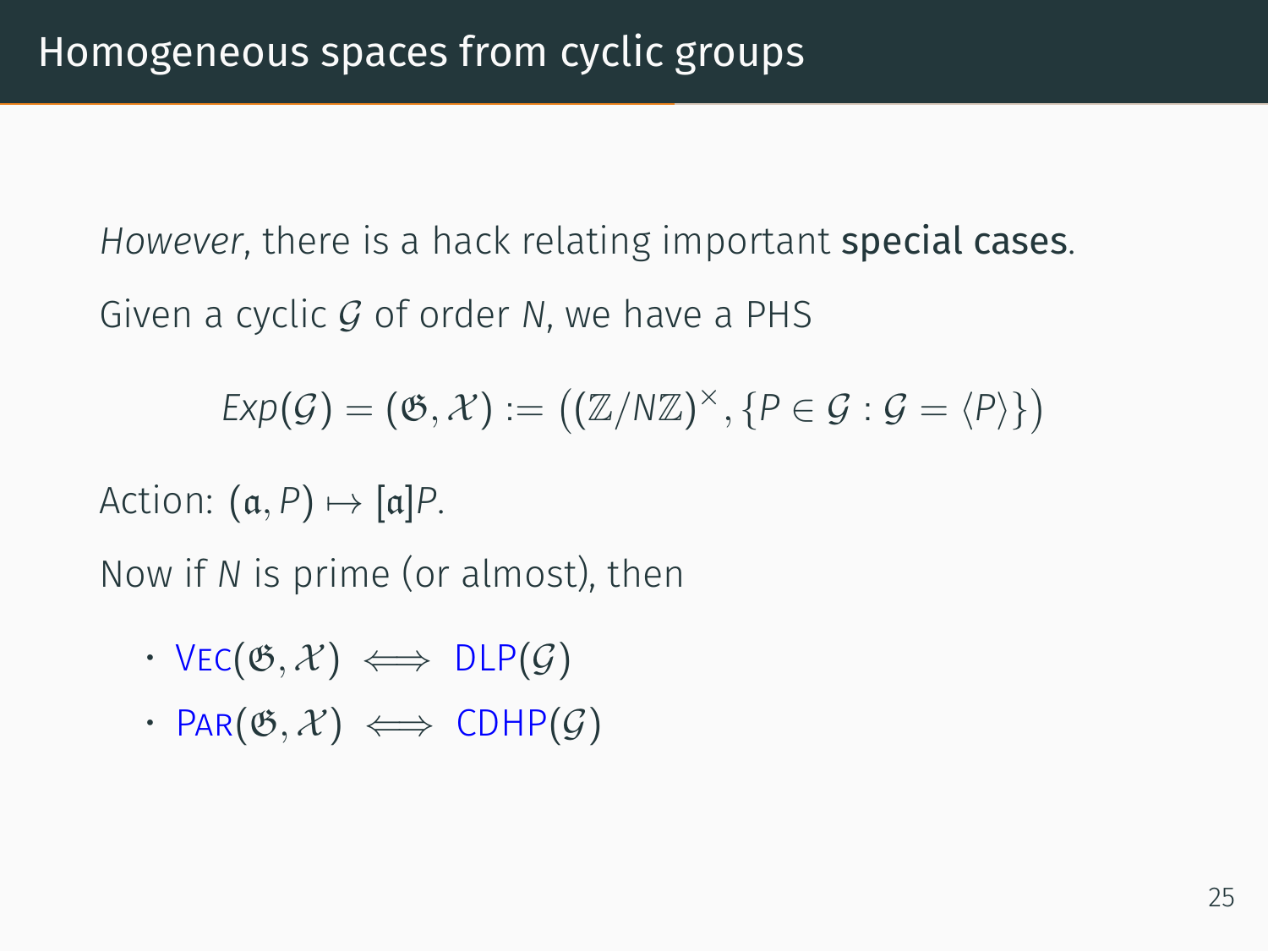## Homogeneous spaces from cyclic groups

*However*, there is a hack relating important **special cases**.

Given a cyclic $\mathcal{G}$ of order $N$, we have a PHS

$$Exp(\mathcal{G}) = (\mathfrak{G}, \mathcal{X}) := \left((\mathbb{Z}/N\mathbb{Z})^\times, \{P \in \mathcal{G} : \mathcal{G} = \langle P \rangle\}\right)$$

Action: $(\mathfrak{a}, P) \mapsto [\mathfrak{a}]P$.

Now if $N$ is prime (or almost), then

- $\textsc{Vec}(\mathfrak{G}, \mathcal{X}) \iff \text{DLP}(\mathcal{G})$
- $\textsc{Par}(\mathfrak{G}, \mathcal{X}) \iff \text{CDHP}(\mathcal{G})$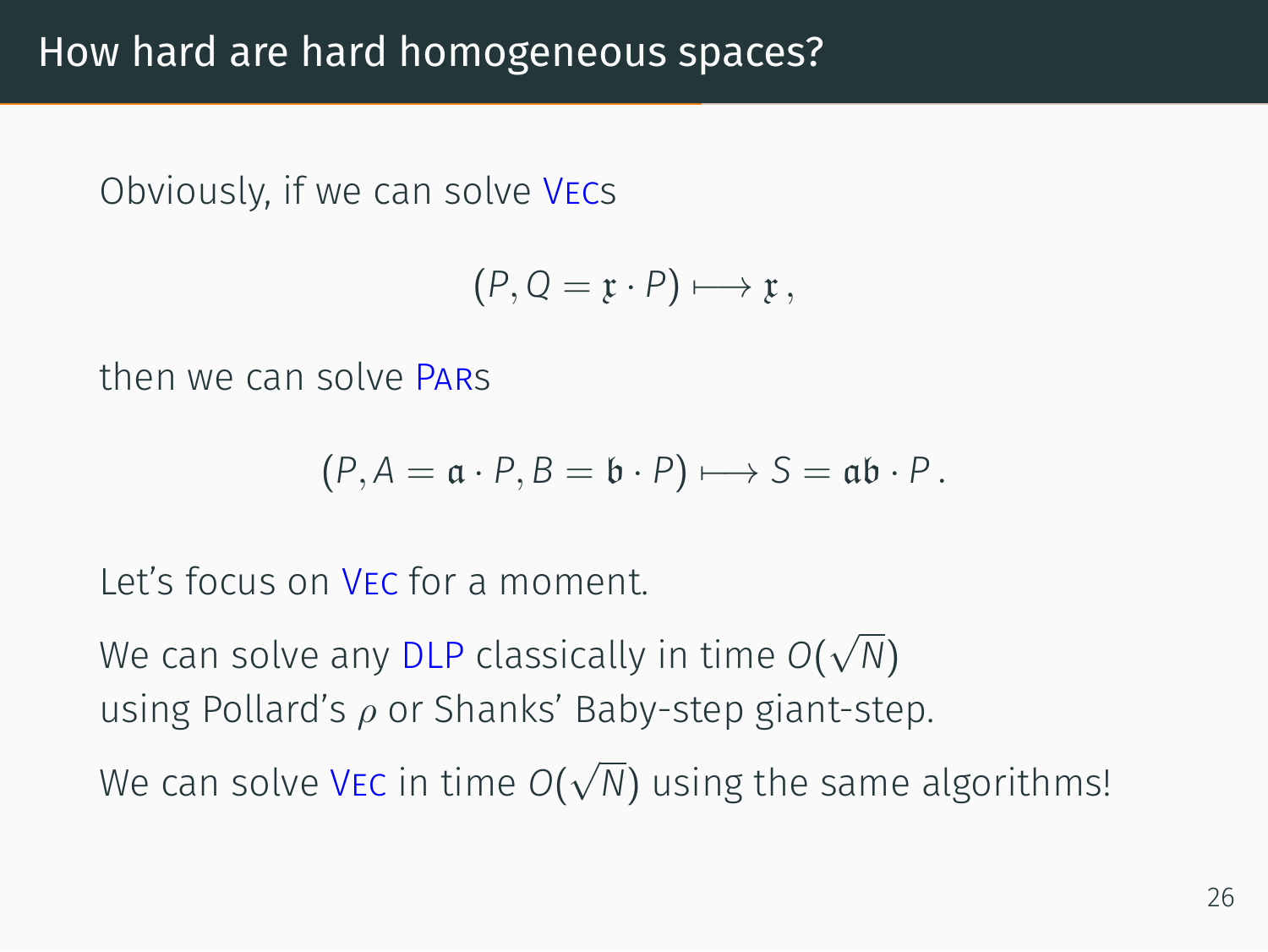# How hard are hard homogeneous spaces?

Obviously, if we can solve VECs

$$(P, Q = \mathfrak{x} \cdot P) \longmapsto \mathfrak{x}\,,$$

then we can solve PARs

$$(P, A = \mathfrak{a} \cdot P, B = \mathfrak{b} \cdot P) \longmapsto S = \mathfrak{a}\mathfrak{b} \cdot P\,.$$

Let's focus on VEC for a moment.

We can solve any DLP classically in time $O(\sqrt{N})$ using Pollard's $\rho$ or Shanks' Baby-step giant-step.

We can solve VEC in time $O(\sqrt{N})$ using the same algorithms!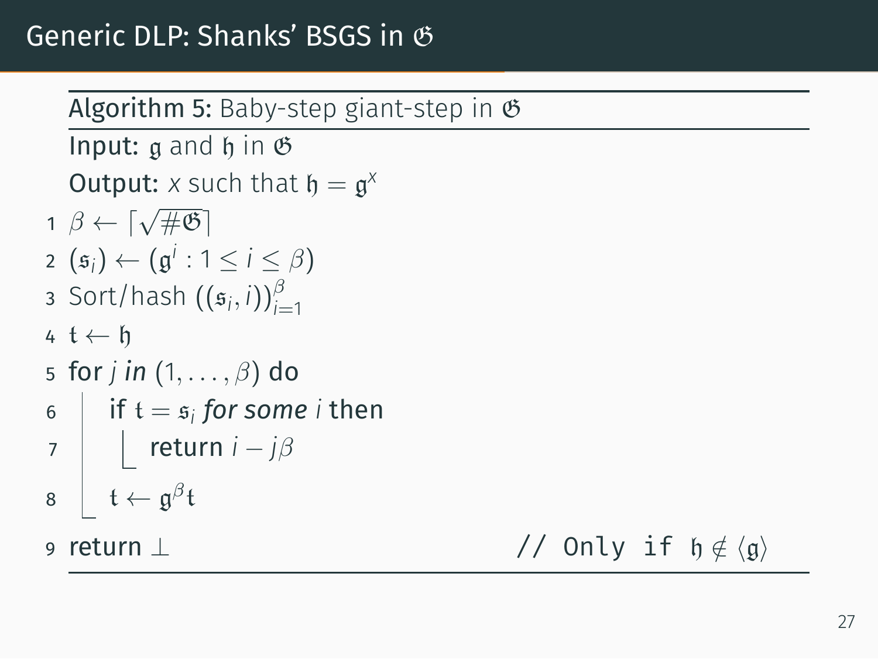# Generic DLP: Shanks' BSGS in $\mathfrak{G}$

**Algorithm 5:** Baby-step giant-step in $\mathfrak{G}$

**Input:** $\mathfrak{g}$ and $\mathfrak{h}$ in $\mathfrak{G}$

**Output:** $x$ such that $\mathfrak{h} = \mathfrak{g}^x$

```
1  β ← ⌈√#𝔊⌉
2  (𝔰_i) ← (𝔤^i : 1 ≤ i ≤ β)
3  Sort/hash ((𝔰_i, i))_{i=1}^β
4  𝔱 ← 𝔥
5  for j in (1, ..., β) do
6      if 𝔱 = 𝔰_i for some i then
7          return i − jβ
8      𝔱 ← 𝔤^β 𝔱
9  return ⊥                                  // Only if 𝔥 ∉ ⟨𝔤⟩
```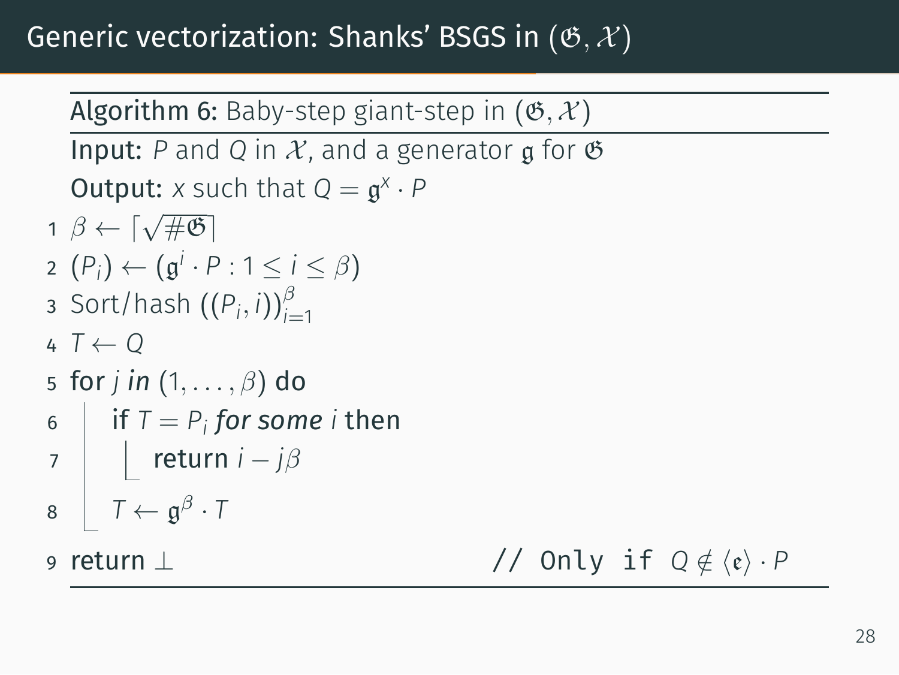# Generic vectorization: Shanks' BSGS in $(\mathfrak{G}, \mathcal{X})$

**Algorithm 6:** Baby-step giant-step in $(\mathfrak{G}, \mathcal{X})$

**Input:** $P$ and $Q$ in $\mathcal{X}$, and a generator $\mathfrak{g}$ for $\mathfrak{G}$

**Output:** $x$ such that $Q = \mathfrak{g}^x \cdot P$

1. $\beta \leftarrow \lceil \sqrt{\#\mathfrak{G}} \rceil$
2. $(P_i) \leftarrow (\mathfrak{g}^i \cdot P : 1 \leq i \leq \beta)$
3. Sort/hash $((P_i, i))_{i=1}^{\beta}$
4. $T \leftarrow Q$
5. **for** $j$ *in* $(1, \ldots, \beta)$ **do**
6. &nbsp;&nbsp;&nbsp;&nbsp;**if** $T = P_i$ *for some* $i$ **then**
7. &nbsp;&nbsp;&nbsp;&nbsp;&nbsp;&nbsp;&nbsp;&nbsp;**return** $i - j\beta$
8. &nbsp;&nbsp;&nbsp;&nbsp;$T \leftarrow \mathfrak{g}^{\beta} \cdot T$
9. **return** $\perp$ &nbsp;&nbsp;&nbsp;&nbsp;&nbsp;&nbsp;&nbsp;&nbsp;// Only if $Q \notin \langle \mathfrak{e} \rangle \cdot P$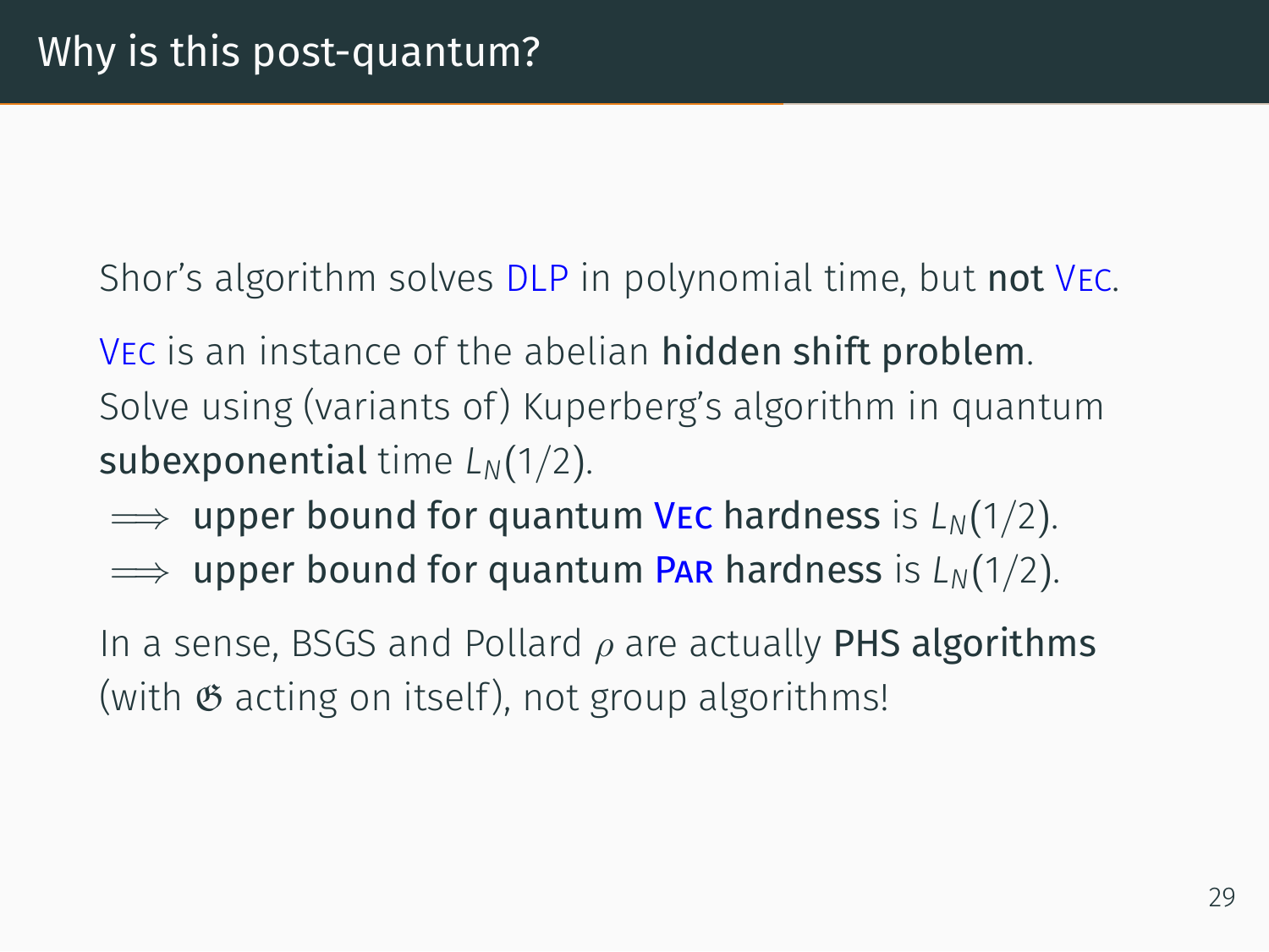# Why is this post-quantum?

Shor's algorithm solves DLP in polynomial time, but **not** Vec.

Vec is an instance of the abelian **hidden shift problem**.
Solve using (variants of) Kuperberg's algorithm in quantum **subexponential** time $L_N(1/2)$.

$\implies$ **upper bound for quantum Vec hardness** is $L_N(1/2)$.
$\implies$ **upper bound for quantum Par hardness** is $L_N(1/2)$.

In a sense, BSGS and Pollard $\rho$ are actually **PHS algorithms** (with $\mathfrak{G}$ acting on itself), not group algorithms!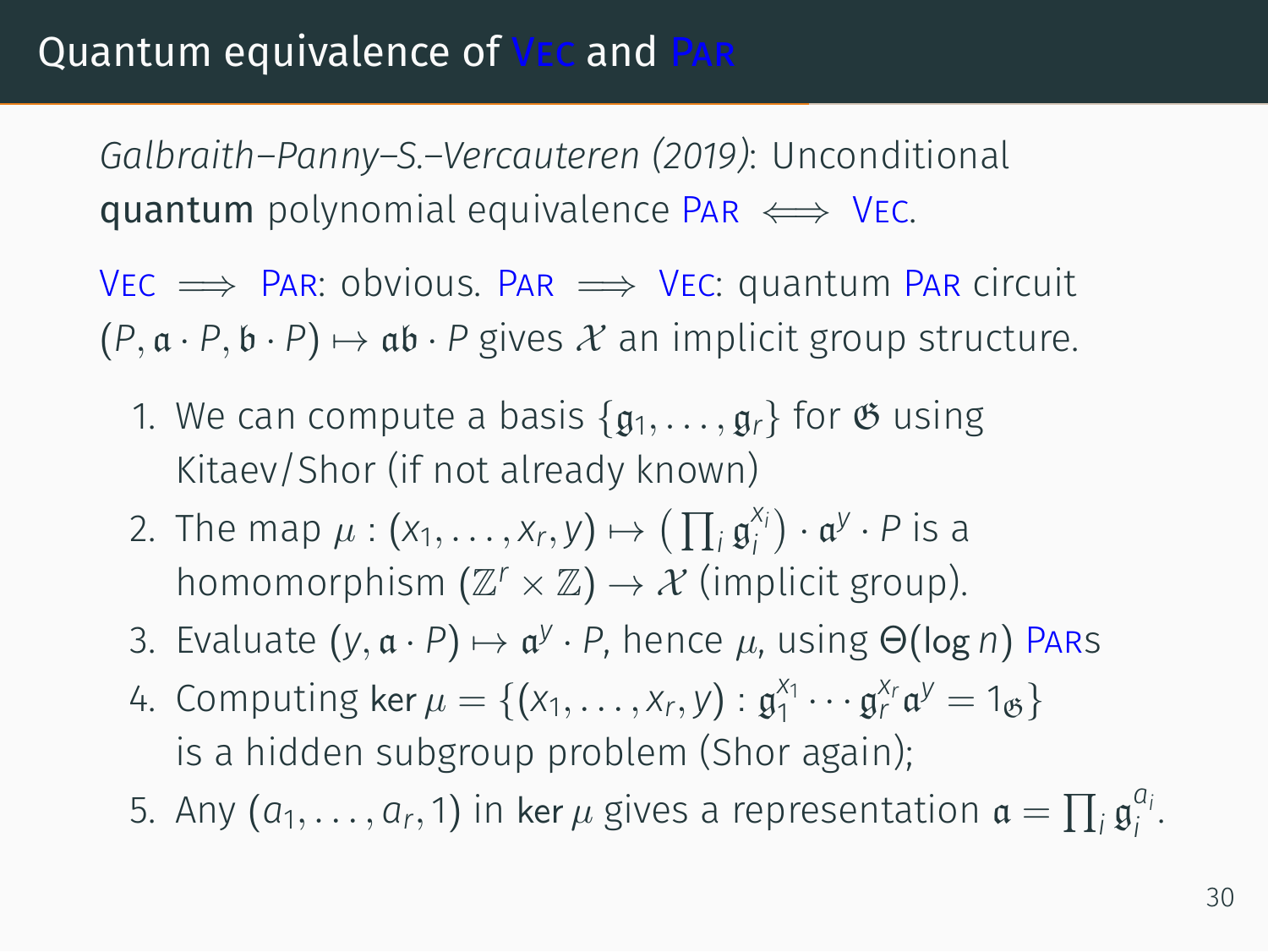# Quantum equivalence of Vec and Par

*Galbraith–Panny–S.–Vercauteren (2019)*: Unconditional **quantum** polynomial equivalence Par $\iff$ Vec.

Vec $\implies$ Par: obvious. Par $\implies$ Vec: quantum Par circuit $(P, \mathfrak{a} \cdot P, \mathfrak{b} \cdot P) \mapsto \mathfrak{a}\mathfrak{b} \cdot P$ gives $\mathcal{X}$ an implicit group structure.

1. We can compute a basis $\{\mathfrak{g}_1, \ldots, \mathfrak{g}_r\}$ for $\mathfrak{G}$ using Kitaev/Shor (if not already known)
2. The map $\mu : (x_1, \ldots, x_r, y) \mapsto \left(\prod_i \mathfrak{g}_i^{x_i}\right) \cdot \mathfrak{a}^y \cdot P$ is a homomorphism $(\mathbb{Z}^r \times \mathbb{Z}) \to \mathcal{X}$ (implicit group).
3. Evaluate $(y, \mathfrak{a} \cdot P) \mapsto \mathfrak{a}^y \cdot P$, hence $\mu$, using $\Theta(\log n)$ Pars
4. Computing $\ker \mu = \{(x_1, \ldots, x_r, y) : \mathfrak{g}_1^{x_1} \cdots \mathfrak{g}_r^{x_r} \mathfrak{a}^y = 1_{\mathfrak{G}}\}$ is a hidden subgroup problem (Shor again);
5. Any $(a_1, \ldots, a_r, 1)$ in $\ker \mu$ gives a representation $\mathfrak{a} = \prod_i \mathfrak{g}_i^{a_i}$.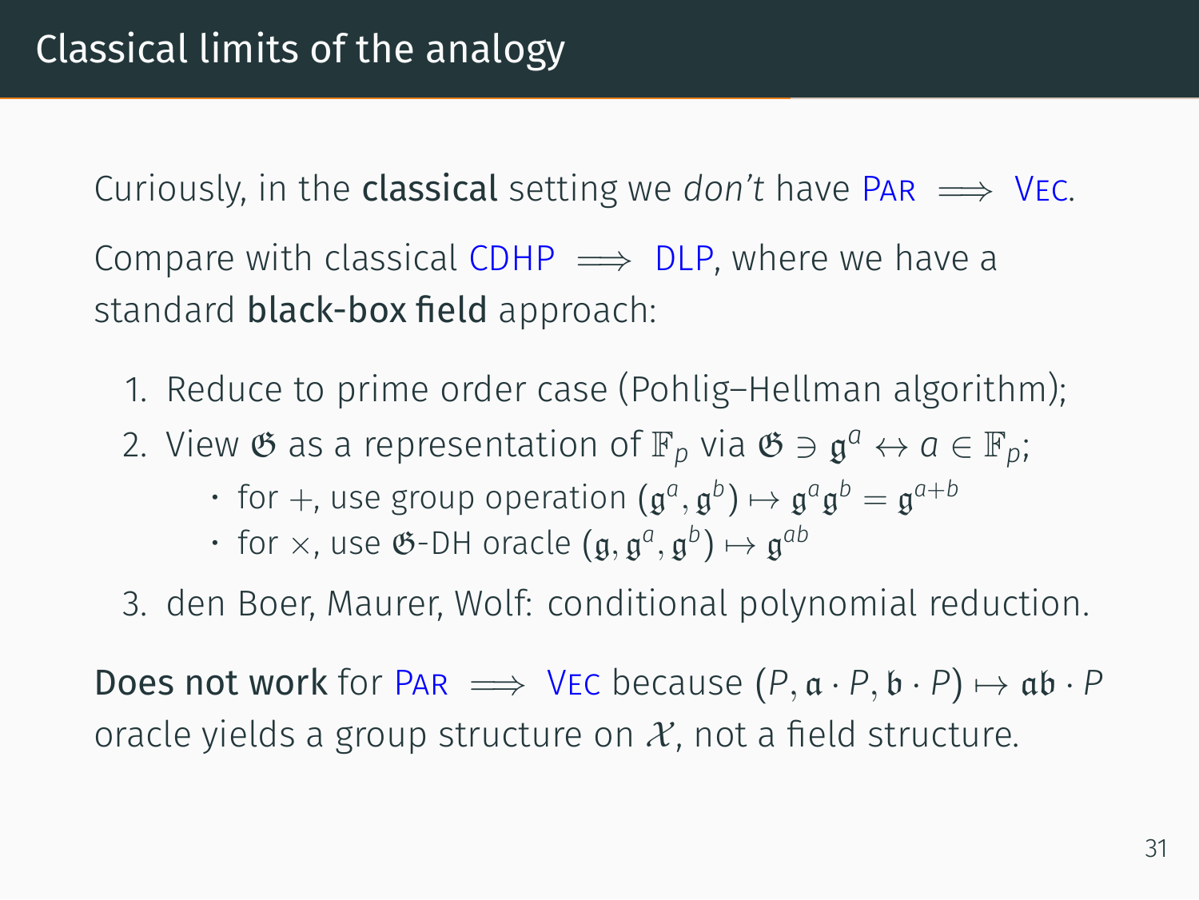# Classical limits of the analogy

Curiously, in the **classical** setting we *don't* have Par $\implies$ Vec.

Compare with classical CDHP $\implies$ DLP, where we have a standard **black-box field** approach:

1. Reduce to prime order case (Pohlig–Hellman algorithm);
2. View $\mathfrak{G}$ as a representation of $\mathbb{F}_p$ via $\mathfrak{G} \ni \mathfrak{g}^a \leftrightarrow a \in \mathbb{F}_p$;
   - for $+$, use group operation $(\mathfrak{g}^a, \mathfrak{g}^b) \mapsto \mathfrak{g}^a \mathfrak{g}^b = \mathfrak{g}^{a+b}$
   - for $\times$, use $\mathfrak{G}$-DH oracle $(\mathfrak{g}, \mathfrak{g}^a, \mathfrak{g}^b) \mapsto \mathfrak{g}^{ab}$
3. den Boer, Maurer, Wolf: conditional polynomial reduction.

**Does not work** for Par $\implies$ Vec because $(P, \mathfrak{a} \cdot P, \mathfrak{b} \cdot P) \mapsto \mathfrak{a}\mathfrak{b} \cdot P$ oracle yields a group structure on $\mathcal{X}$, not a field structure.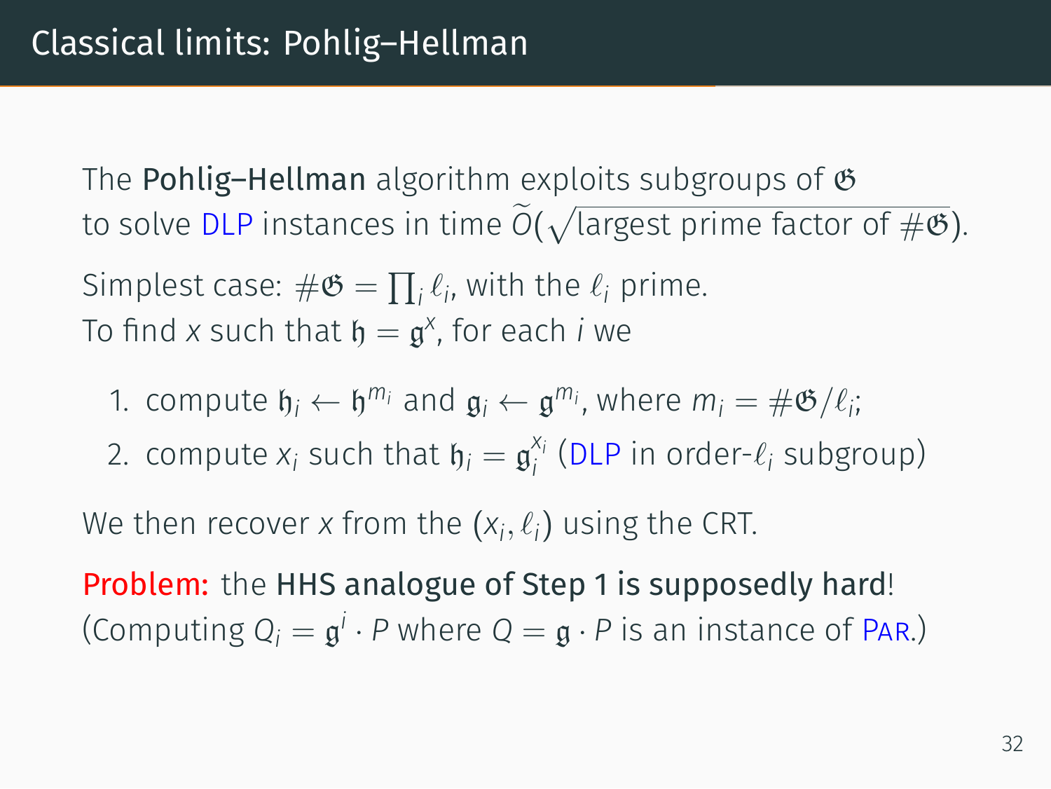# Classical limits: Pohlig–Hellman

The **Pohlig–Hellman** algorithm exploits subgroups of $\mathfrak{G}$ to solve DLP instances in time $\widetilde{O}(\sqrt{\text{largest prime factor of } \#\mathfrak{G}})$.

Simplest case: $\#\mathfrak{G} = \prod_i \ell_i$, with the $\ell_i$ prime.
To find $x$ such that $\mathfrak{h} = \mathfrak{g}^x$, for each $i$ we

1. compute $\mathfrak{h}_i \leftarrow \mathfrak{h}^{m_i}$ and $\mathfrak{g}_i \leftarrow \mathfrak{g}^{m_i}$, where $m_i = \#\mathfrak{G}/\ell_i$;
2. compute $x_i$ such that $\mathfrak{h}_i = \mathfrak{g}_i^{x_i}$ (DLP in order-$\ell_i$ subgroup)

We then recover $x$ from the $(x_i, \ell_i)$ using the CRT.

**Problem:** the **HHS analogue of Step 1 is supposedly hard**!
(Computing $Q_i = \mathfrak{g}^i \cdot P$ where $Q = \mathfrak{g} \cdot P$ is an instance of PAR.)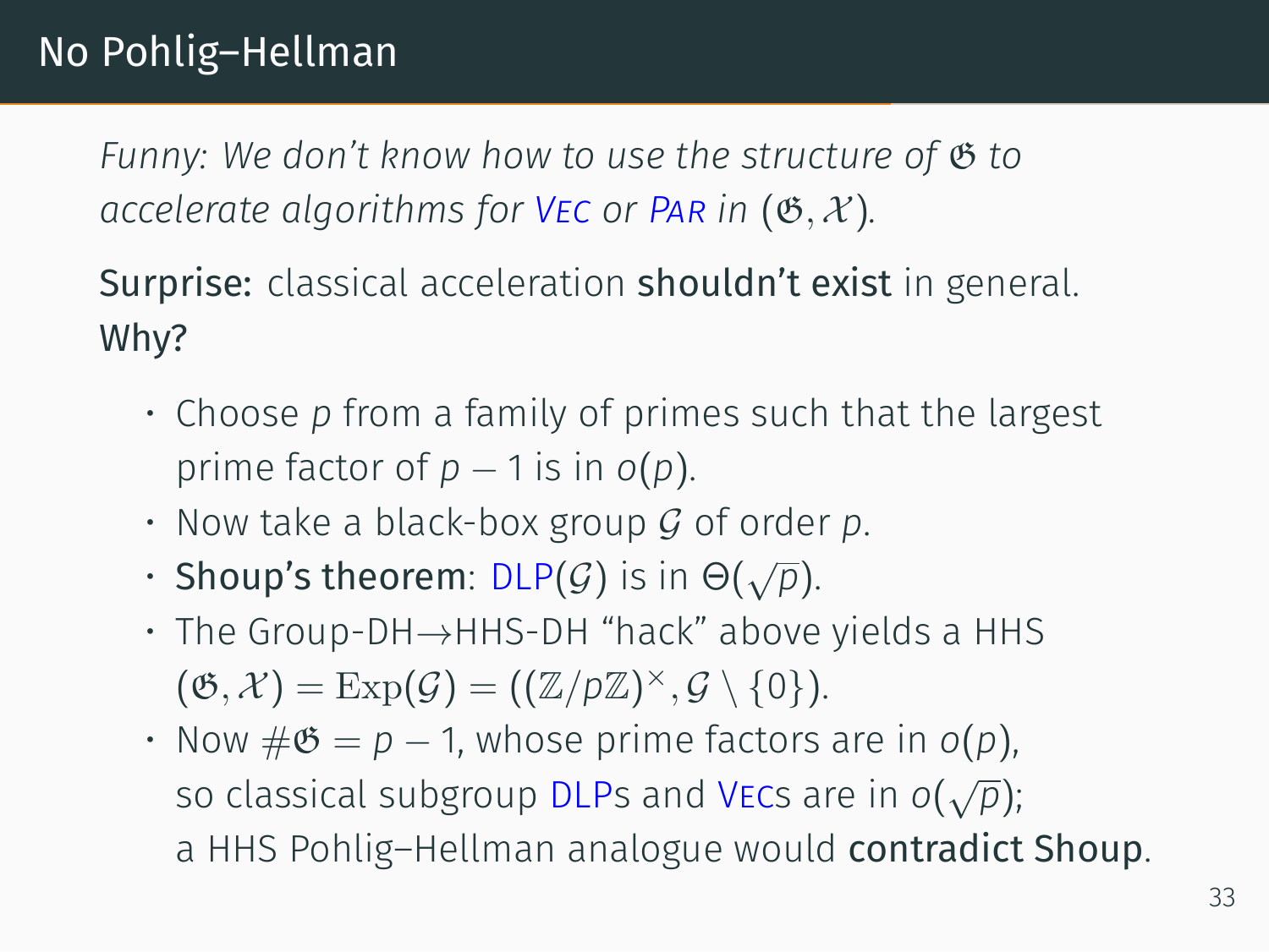# No Pohlig–Hellman

*Funny: We don't know how to use the structure of $\mathfrak{G}$ to accelerate algorithms for* VEC *or* PAR *in* $(\mathfrak{G}, \mathcal{X})$*.*

**Surprise:** classical acceleration **shouldn't exist** in general.
**Why?**

- Choose $p$ from a family of primes such that the largest prime factor of $p - 1$ is in $o(p)$.
- Now take a black-box group $\mathcal{G}$ of order $p$.
- **Shoup's theorem**: DLP($\mathcal{G}$) is in $\Theta(\sqrt{p})$.
- The Group-DH→HHS-DH "hack" above yields a HHS $(\mathfrak{G}, \mathcal{X}) = \mathrm{Exp}(\mathcal{G}) = ((\mathbb{Z}/p\mathbb{Z})^\times, \mathcal{G} \setminus \{0\})$.
- Now $\#\mathfrak{G} = p - 1$, whose prime factors are in $o(p)$, so classical subgroup DLPs and VECs are in $o(\sqrt{p})$; a HHS Pohlig–Hellman analogue would **contradict Shoup**.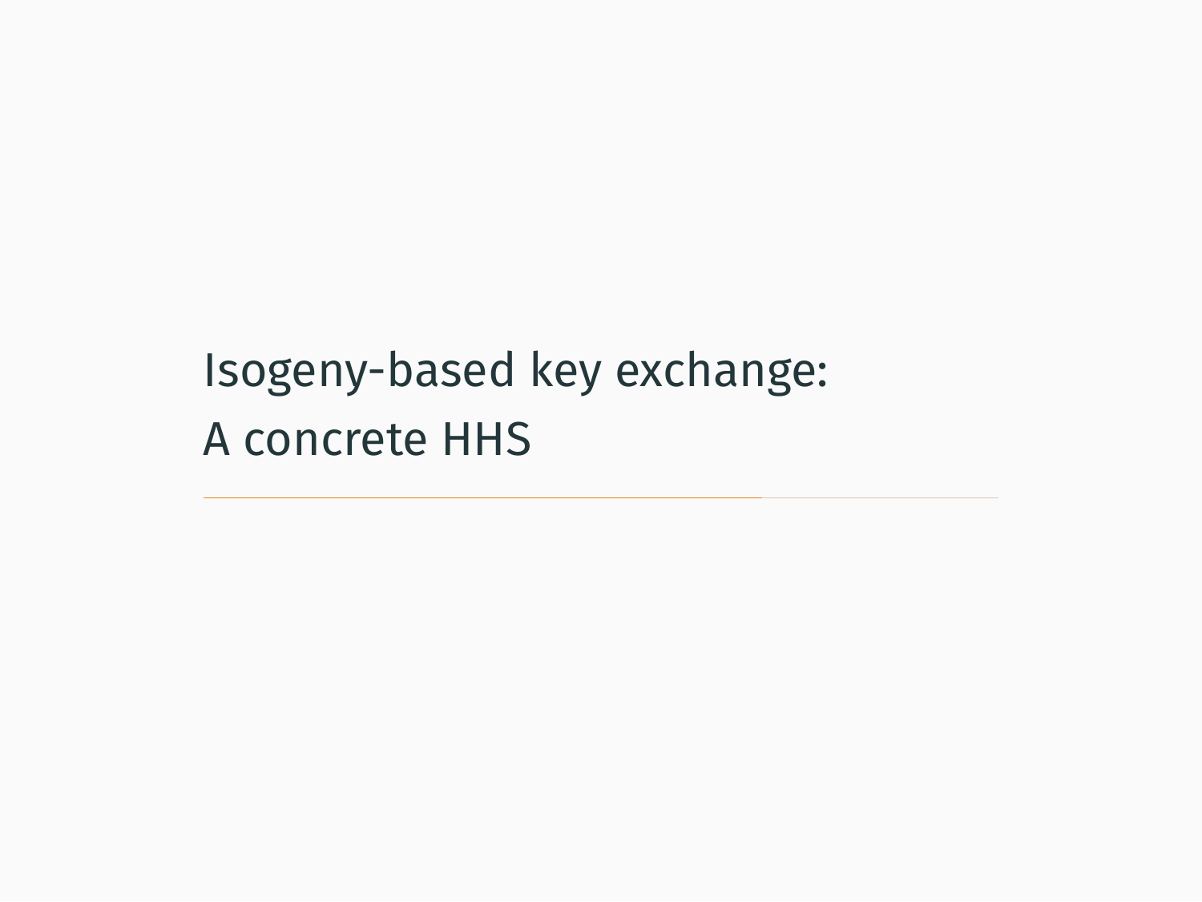# Isogeny-based key exchange: A concrete HHS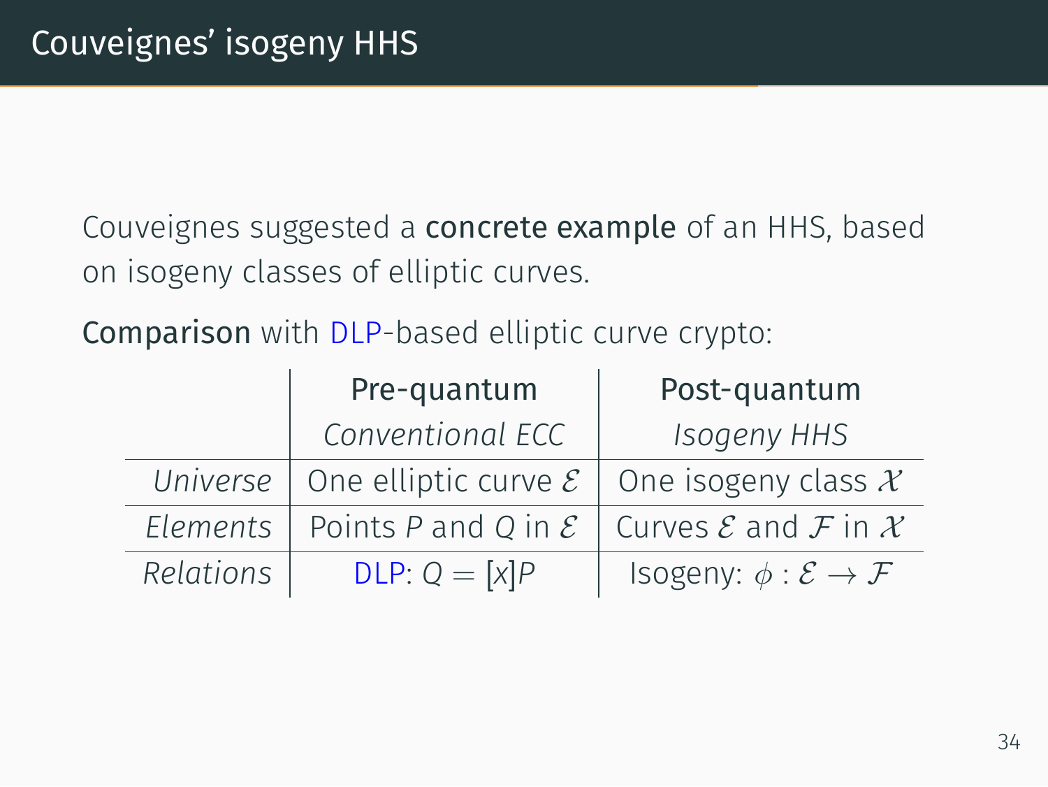# Couveignes' isogeny HHS

Couveignes suggested a **concrete example** of an HHS, based on isogeny classes of elliptic curves.

**Comparison** with DLP-based elliptic curve crypto:

| | **Pre-quantum**<br>*Conventional ECC* | **Post-quantum**<br>*Isogeny HHS* |
|---|---|---|
| *Universe* | One elliptic curve $\mathcal{E}$ | One isogeny class $\mathcal{X}$ |
| *Elements* | Points $P$ and $Q$ in $\mathcal{E}$ | Curves $\mathcal{E}$ and $\mathcal{F}$ in $\mathcal{X}$ |
| *Relations* | DLP: $Q = [x]P$ | Isogeny: $\phi : \mathcal{E} \to \mathcal{F}$ |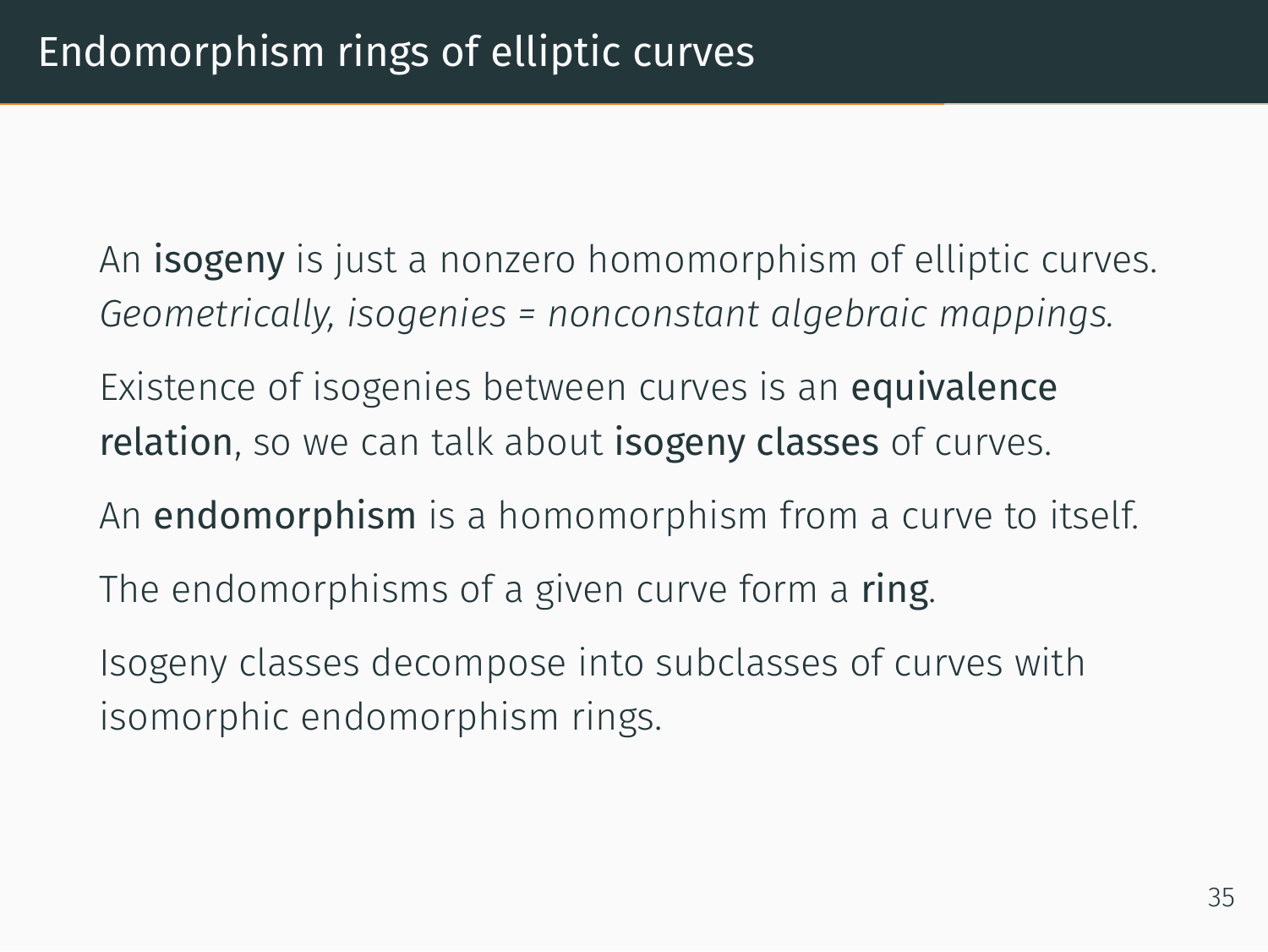# Endomorphism rings of elliptic curves

An **isogeny** is just a nonzero homomorphism of elliptic curves. *Geometrically, isogenies = nonconstant algebraic mappings.*

Existence of isogenies between curves is an **equivalence relation**, so we can talk about **isogeny classes** of curves.

An **endomorphism** is a homomorphism from a curve to itself.

The endomorphisms of a given curve form a **ring**.

Isogeny classes decompose into subclasses of curves with isomorphic endomorphism rings.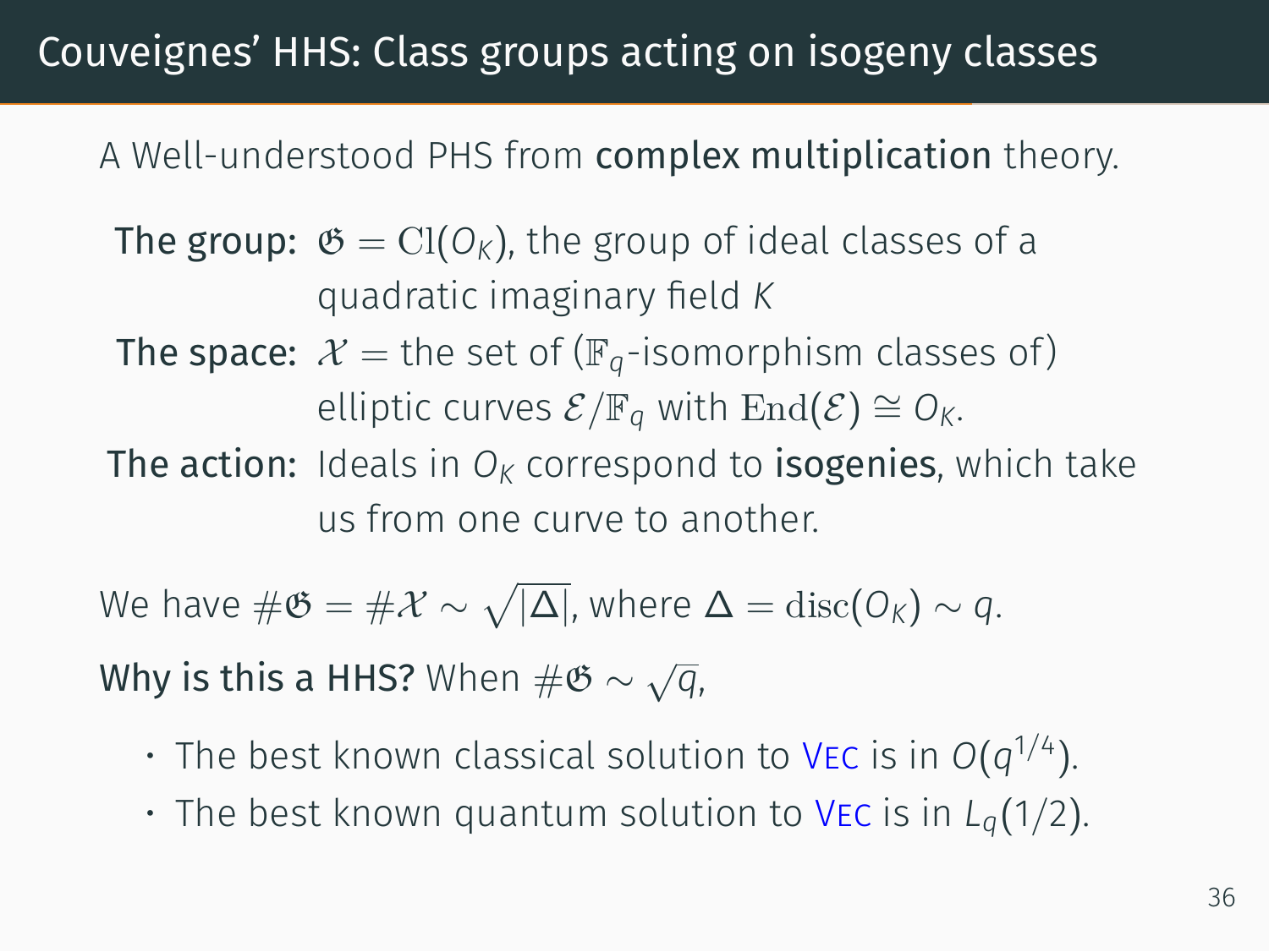# Couveignes' HHS: Class groups acting on isogeny classes

A Well-understood PHS from **complex multiplication** theory.

**The group:** $\mathfrak{G} = \mathrm{Cl}(O_K)$, the group of ideal classes of a quadratic imaginary field $K$

**The space:** $\mathcal{X} =$ the set of ($\mathbb{F}_q$-isomorphism classes of) elliptic curves $\mathcal{E}/\mathbb{F}_q$ with $\mathrm{End}(\mathcal{E}) \cong O_K$.

**The action:** Ideals in $O_K$ correspond to **isogenies**, which take us from one curve to another.

We have $\#\mathfrak{G} = \#\mathcal{X} \sim \sqrt{|\Delta|}$, where $\Delta = \mathrm{disc}(O_K) \sim q$.

**Why is this a HHS?** When $\#\mathfrak{G} \sim \sqrt{q}$,

- The best known classical solution to VEC is in $O(q^{1/4})$.
- The best known quantum solution to VEC is in $L_q(1/2)$.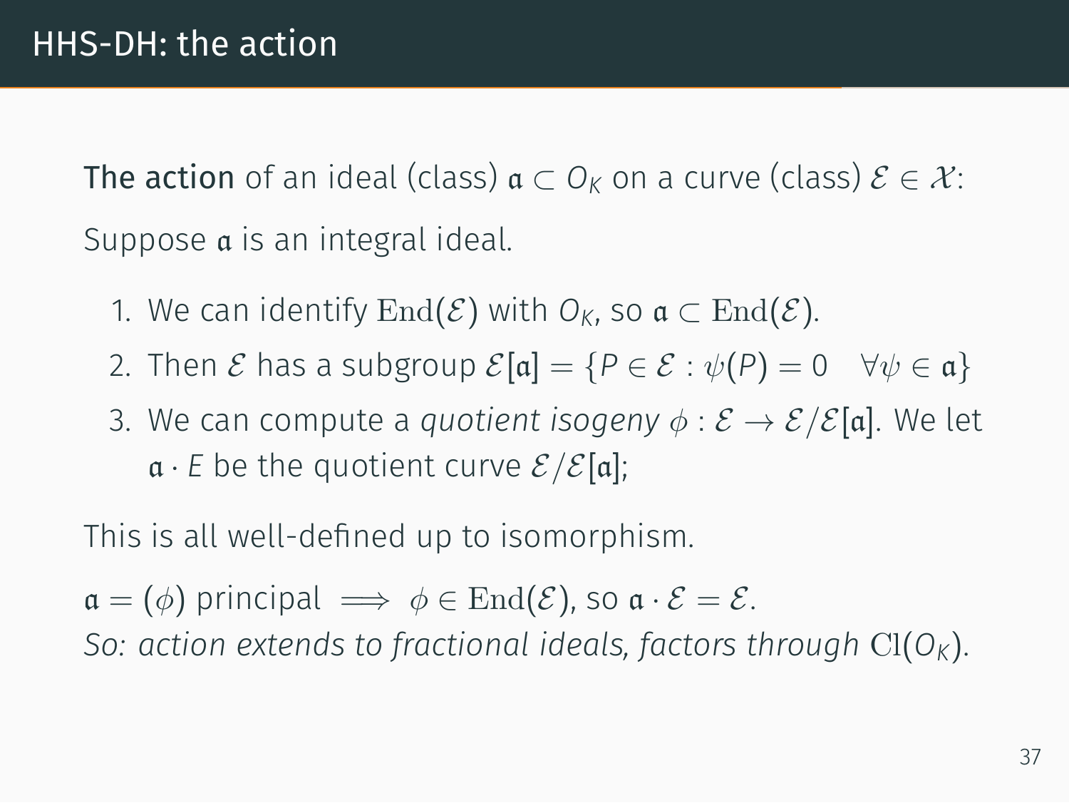# HHS-DH: the action

**The action** of an ideal (class) $\mathfrak{a} \subset O_K$ on a curve (class) $\mathcal{E} \in \mathcal{X}$:

Suppose $\mathfrak{a}$ is an integral ideal.

1. We can identify $\mathrm{End}(\mathcal{E})$ with $O_K$, so $\mathfrak{a} \subset \mathrm{End}(\mathcal{E})$.
2. Then $\mathcal{E}$ has a subgroup $\mathcal{E}[\mathfrak{a}] = \{P \in \mathcal{E} : \psi(P) = 0 \quad \forall \psi \in \mathfrak{a}\}$
3. We can compute a *quotient isogeny* $\phi : \mathcal{E} \to \mathcal{E}/\mathcal{E}[\mathfrak{a}]$. We let $\mathfrak{a} \cdot E$ be the quotient curve $\mathcal{E}/\mathcal{E}[\mathfrak{a}]$;

This is all well-defined up to isomorphism.

$\mathfrak{a} = (\phi)$ principal $\implies \phi \in \mathrm{End}(\mathcal{E})$, so $\mathfrak{a} \cdot \mathcal{E} = \mathcal{E}$.
*So: action extends to fractional ideals, factors through* $\mathrm{Cl}(O_K)$.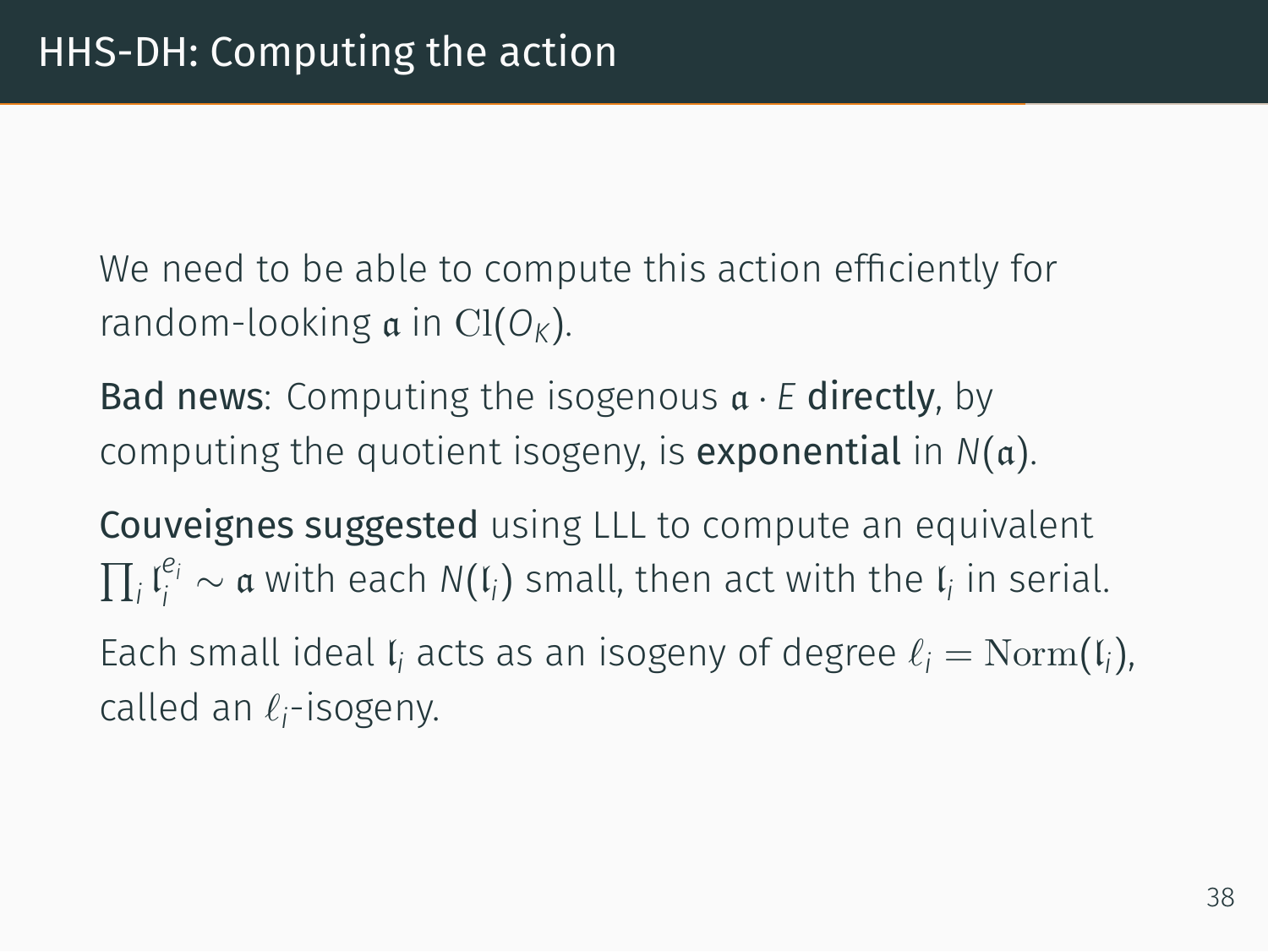# HHS-DH: Computing the action

We need to be able to compute this action efficiently for random-looking $\mathfrak{a}$ in $\mathrm{Cl}(O_K)$.

**Bad news**: Computing the isogenous $\mathfrak{a} \cdot E$ **directly**, by computing the quotient isogeny, is **exponential** in $N(\mathfrak{a})$.

**Couveignes suggested** using LLL to compute an equivalent $\prod_i \mathfrak{l}_i^{e_i} \sim \mathfrak{a}$ with each $N(\mathfrak{l}_i)$ small, then act with the $\mathfrak{l}_i$ in serial.

Each small ideal $\mathfrak{l}_i$ acts as an isogeny of degree $\ell_i = \mathrm{Norm}(\mathfrak{l}_i)$, called an $\ell_i$-isogeny.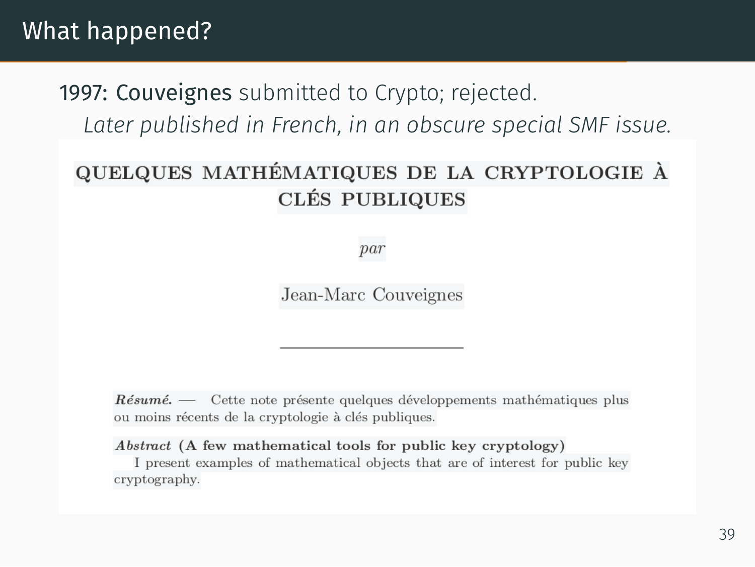# What happened?

1997: **Couveignes** submitted to Crypto; rejected.

*Later published in French, in an obscure special SMF issue.*

**QUELQUES MATHÉMATIQUES DE LA CRYPTOLOGIE À CLÉS PUBLIQUES**

*par*

Jean-Marc Couveignes

---

***Résumé.*** — Cette note présente quelques développements mathématiques plus ou moins récents de la cryptologie à clés publiques.

***Abstract* (A few mathematical tools for public key cryptology)**

I present examples of mathematical objects that are of interest for public key cryptography.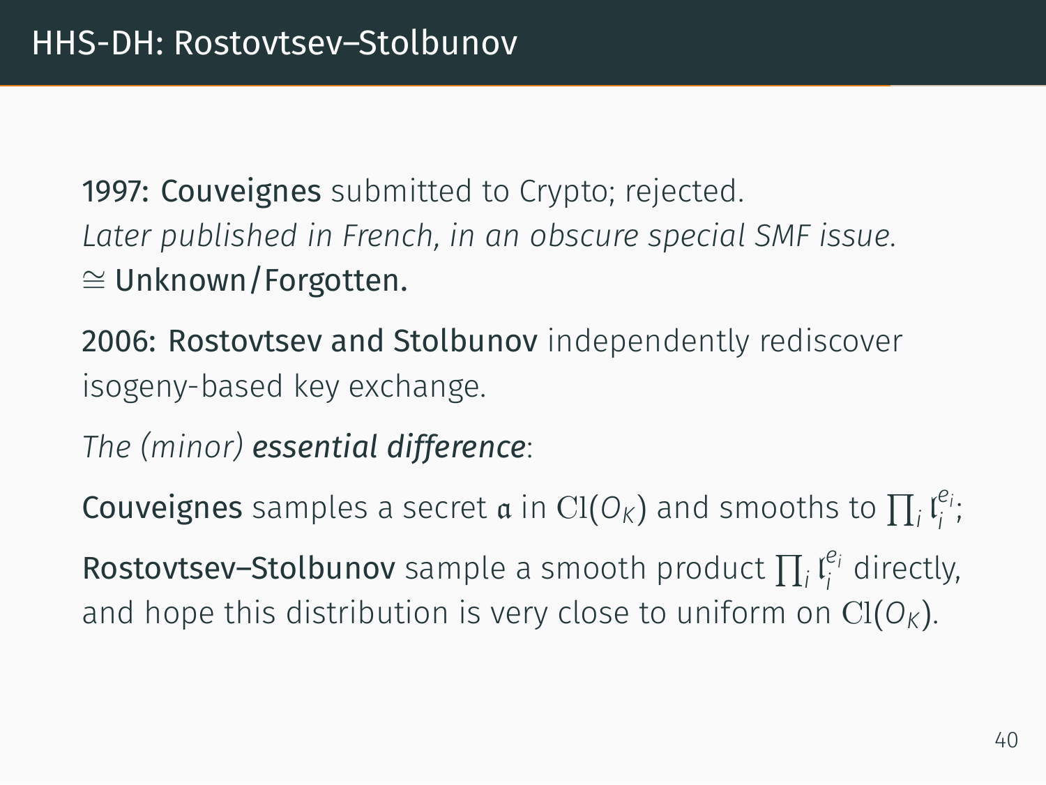# HHS-DH: Rostovtsev–Stolbunov

1997: **Couveignes** submitted to Crypto; rejected.
*Later published in French, in an obscure special SMF issue.*
$\cong$ **Unknown/Forgotten.**

2006: **Rostovtsev and Stolbunov** independently rediscover isogeny-based key exchange.

*The (minor)* ***essential difference***:

**Couveignes** samples a secret $\mathfrak{a}$ in $\mathrm{Cl}(\mathcal{O}_K)$ and smooths to $\prod_i \mathfrak{l}_i^{e_i}$;

**Rostovtsev–Stolbunov** sample a smooth product $\prod_i \mathfrak{l}_i^{e_i}$ directly, and hope this distribution is very close to uniform on $\mathrm{Cl}(\mathcal{O}_K)$.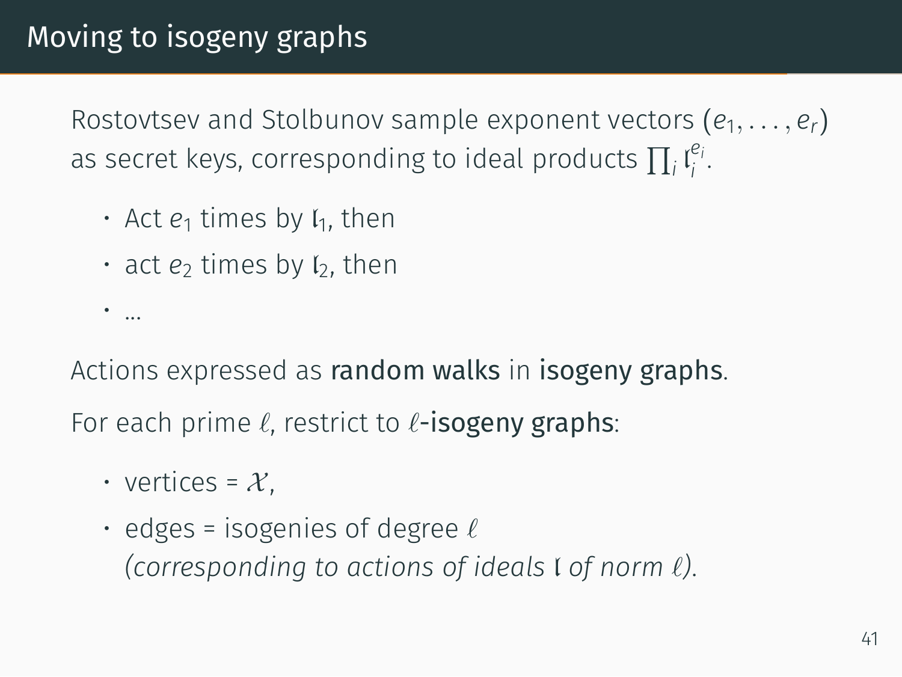# Moving to isogeny graphs

Rostovtsev and Stolbunov sample exponent vectors $(e_1, \ldots, e_r)$ as secret keys, corresponding to ideal products $\prod_i \mathfrak{l}_i^{e_i}$.

- Act $e_1$ times by $\mathfrak{l}_1$, then
- act $e_2$ times by $\mathfrak{l}_2$, then
- ...

Actions expressed as **random walks** in **isogeny graphs**.

For each prime $\ell$, restrict to $\ell$-**isogeny graphs**:

- vertices = $\mathcal{X}$,
- edges = isogenies of degree $\ell$
  *(corresponding to actions of ideals* $\mathfrak{l}$ *of norm* $\ell$*).*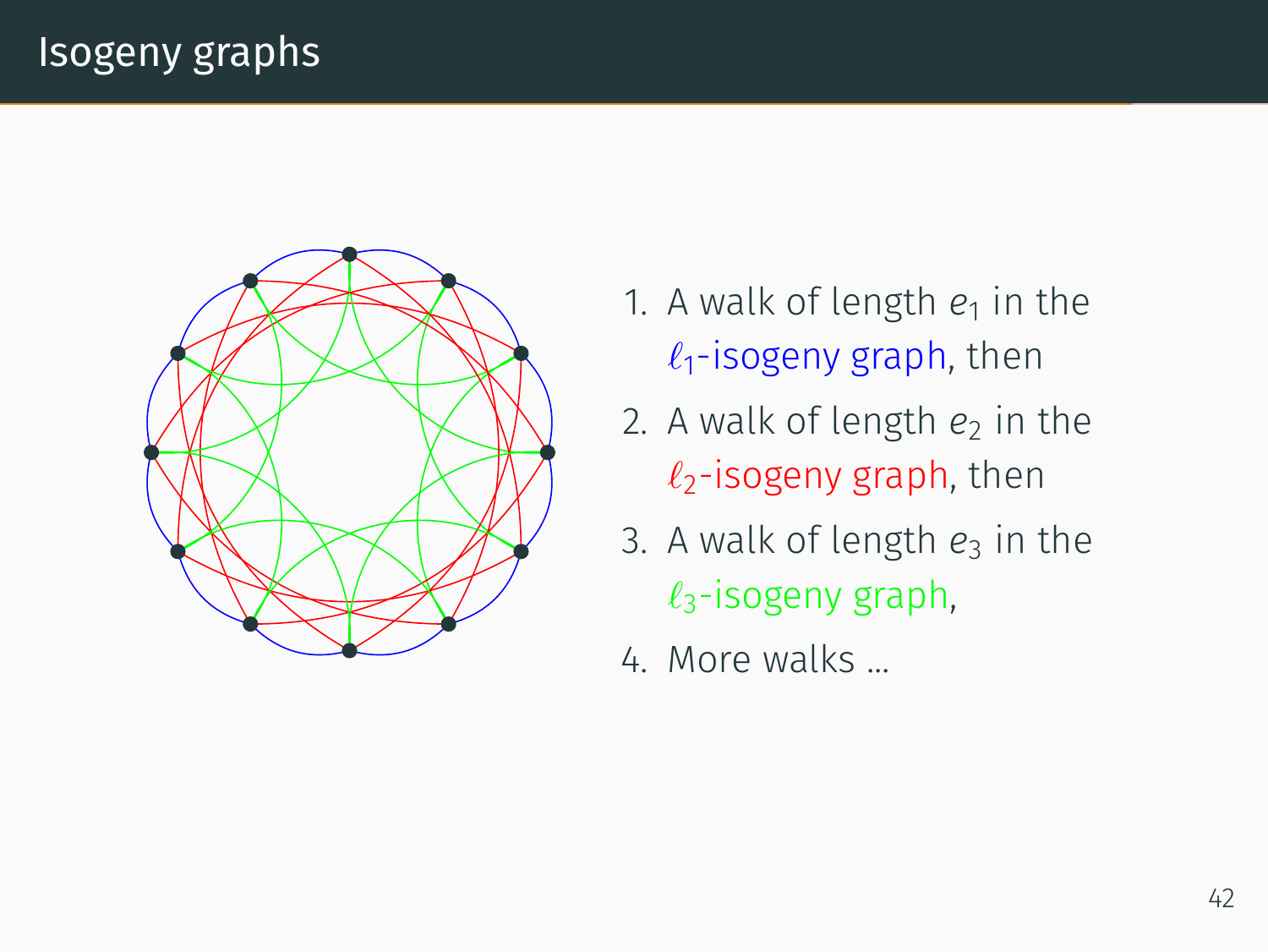# Isogeny graphs

1. A walk of length $e_1$ in the $\ell_1$-isogeny graph, then
2. A walk of length $e_2$ in the $\ell_2$-isogeny graph, then
3. A walk of length $e_3$ in the $\ell_3$-isogeny graph,
4. More walks …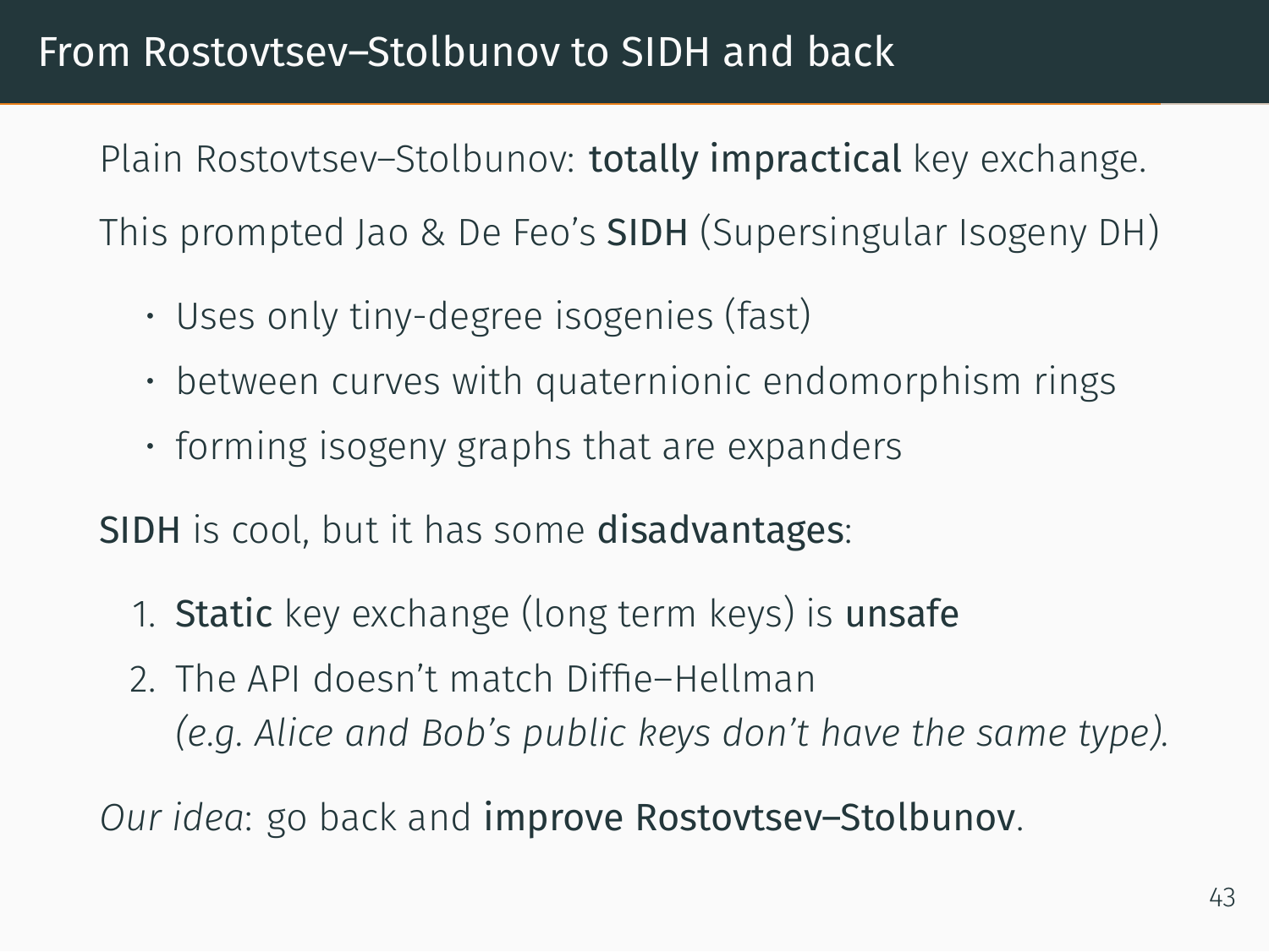# From Rostovtsev–Stolbunov to SIDH and back

Plain Rostovtsev–Stolbunov: **totally impractical** key exchange.

This prompted Jao & De Feo's **SIDH** (Supersingular Isogeny DH)

- Uses only tiny-degree isogenies (fast)
- between curves with quaternionic endomorphism rings
- forming isogeny graphs that are expanders

**SIDH** is cool, but it has some **disadvantages**:

1. **Static** key exchange (long term keys) is **unsafe**
2. The API doesn't match Diffie–Hellman
   *(e.g. Alice and Bob's public keys don't have the same type).*

*Our idea*: go back and **improve Rostovtsev–Stolbunov**.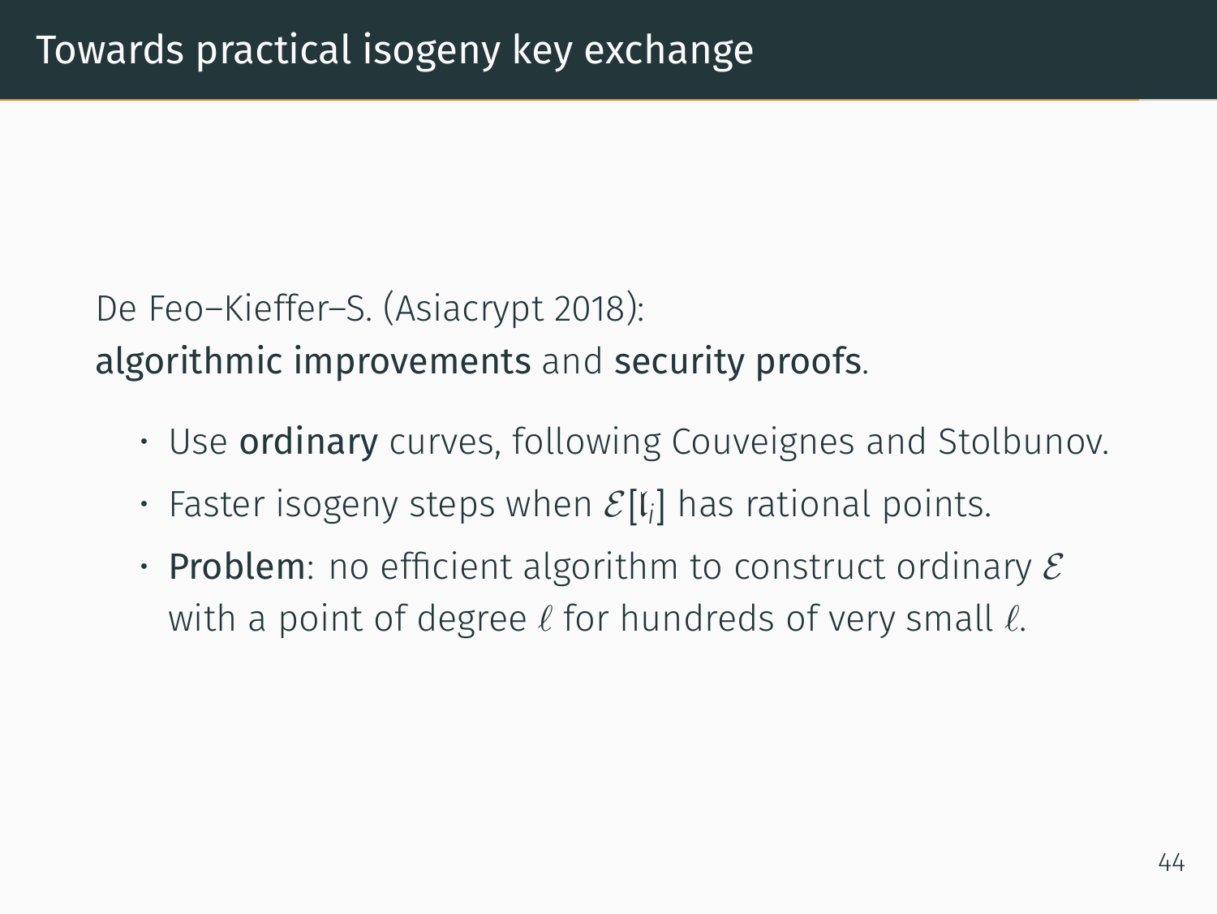# Towards practical isogeny key exchange

De Feo–Kieffer–S. (Asiacrypt 2018):
**algorithmic improvements** and **security proofs**.

- Use **ordinary** curves, following Couveignes and Stolbunov.
- Faster isogeny steps when $\mathcal{E}[\mathfrak{l}_i]$ has rational points.
- **Problem**: no efficient algorithm to construct ordinary $\mathcal{E}$ with a point of degree $\ell$ for hundreds of very small $\ell$.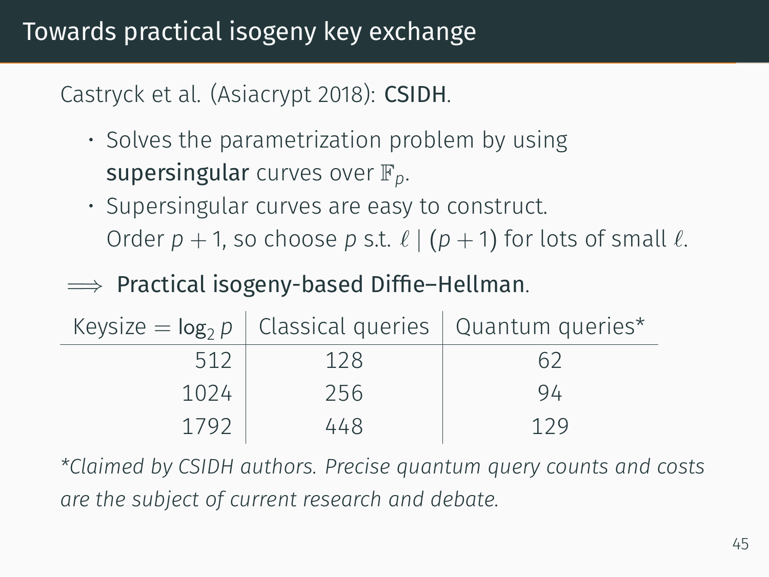# Towards practical isogeny key exchange

Castryck et al. (Asiacrypt 2018): **CSIDH**.

- Solves the parametrization problem by using **supersingular** curves over $\mathbb{F}_p$.
- Supersingular curves are easy to construct. Order $p+1$, so choose $p$ s.t. $\ell \mid (p+1)$ for lots of small $\ell$.

$\Longrightarrow$ **Practical isogeny-based Diffie–Hellman**.

| Keysize $= \log_2 p$ | Classical queries | Quantum queries* |
|---:|:---:|:---:|
| 512 | 128 | 62 |
| 1024 | 256 | 94 |
| 1792 | 448 | 129 |

*\*Claimed by CSIDH authors. Precise quantum query counts and costs are the subject of current research and debate.*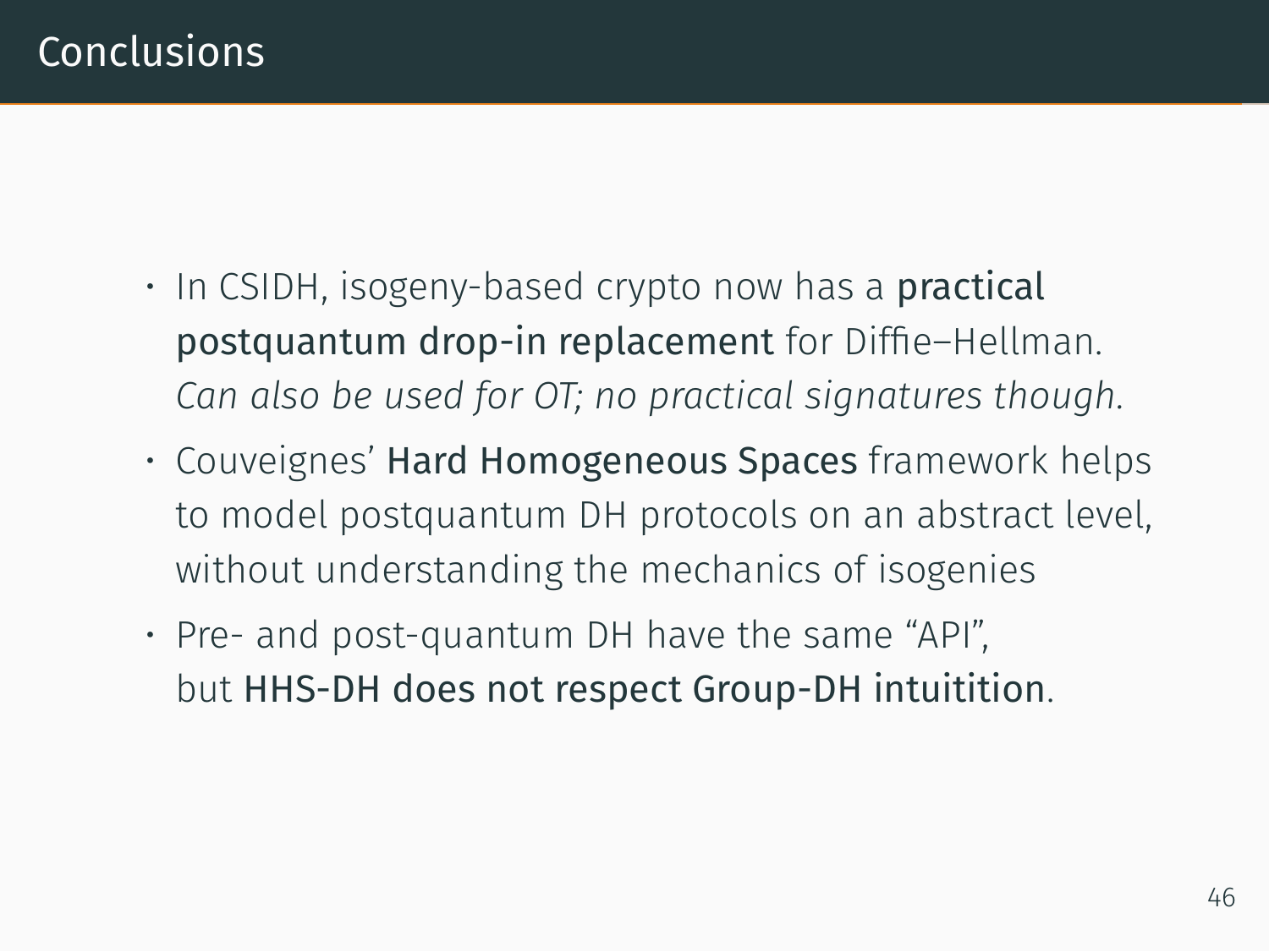# Conclusions

- In CSIDH, isogeny-based crypto now has a **practical postquantum drop-in replacement** for Diffie–Hellman. *Can also be used for OT; no practical signatures though.*
- Couveignes' **Hard Homogeneous Spaces** framework helps to model postquantum DH protocols on an abstract level, without understanding the mechanics of isogenies
- Pre- and post-quantum DH have the same "API", but **HHS-DH does not respect Group-DH intuitition**.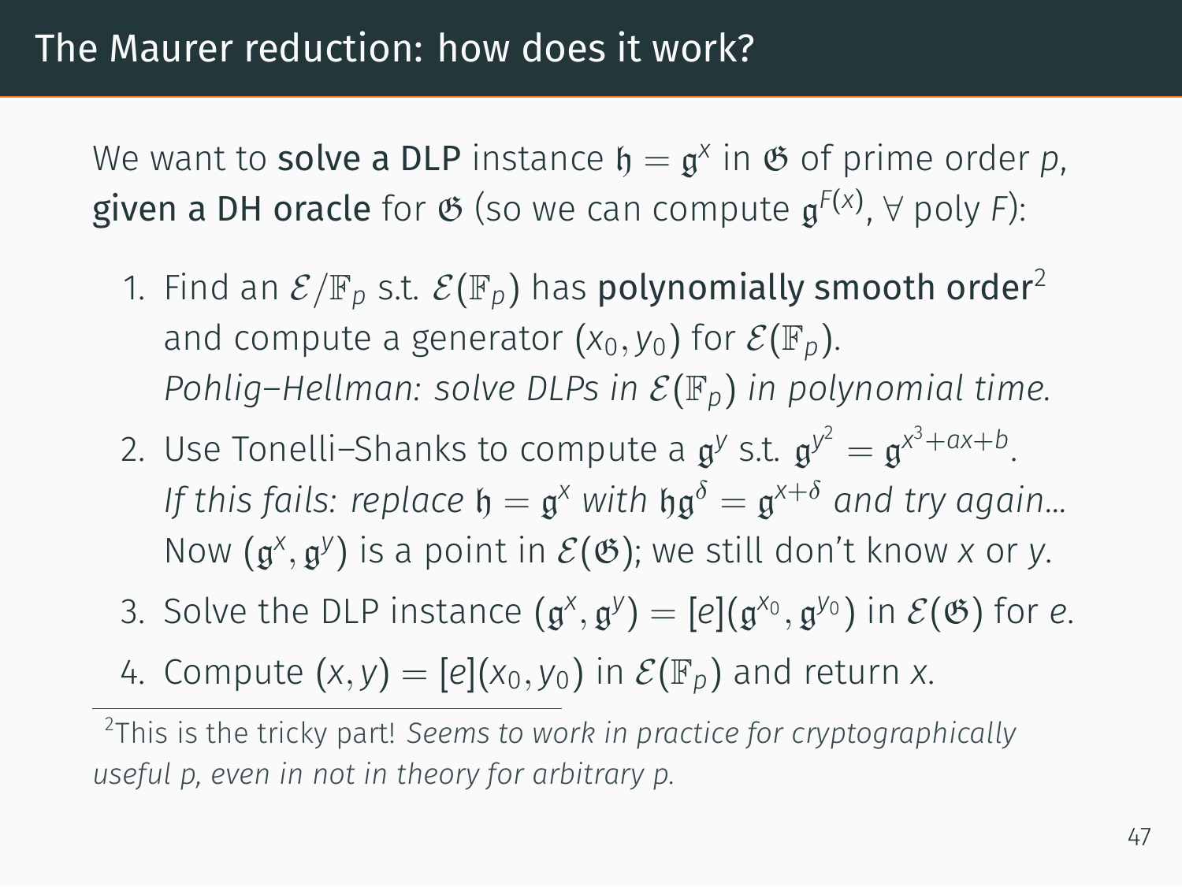# The Maurer reduction: how does it work?

We want to **solve a DLP** instance $\mathfrak{h} = \mathfrak{g}^x$ in $\mathfrak{G}$ of prime order $p$, **given a DH oracle** for $\mathfrak{G}$ (so we can compute $\mathfrak{g}^{F(x)}$, $\forall$ poly $F$):

1. Find an $\mathcal{E}/\mathbb{F}_p$ s.t. $\mathcal{E}(\mathbb{F}_p)$ has **polynomially smooth order**[2] and compute a generator $(x_0, y_0)$ for $\mathcal{E}(\mathbb{F}_p)$.
   *Pohlig–Hellman: solve DLPs in $\mathcal{E}(\mathbb{F}_p)$ in polynomial time.*
2. Use Tonelli–Shanks to compute a $\mathfrak{g}^y$ s.t. $\mathfrak{g}^{y^2} = \mathfrak{g}^{x^3+ax+b}$.
   *If this fails: replace $\mathfrak{h} = \mathfrak{g}^x$ with $\mathfrak{h}\mathfrak{g}^\delta = \mathfrak{g}^{x+\delta}$ and try again...*
   Now $(\mathfrak{g}^x, \mathfrak{g}^y)$ is a point in $\mathcal{E}(\mathfrak{G})$; we still don't know $x$ or $y$.
3. Solve the DLP instance $(\mathfrak{g}^x, \mathfrak{g}^y) = [e](\mathfrak{g}^{x_0}, \mathfrak{g}^{y_0})$ in $\mathcal{E}(\mathfrak{G})$ for $e$.
4. Compute $(x, y) = [e](x_0, y_0)$ in $\mathcal{E}(\mathbb{F}_p)$ and return $x$.

[2] This is the tricky part! *Seems to work in practice for cryptographically useful p, even in not in theory for arbitrary p.*